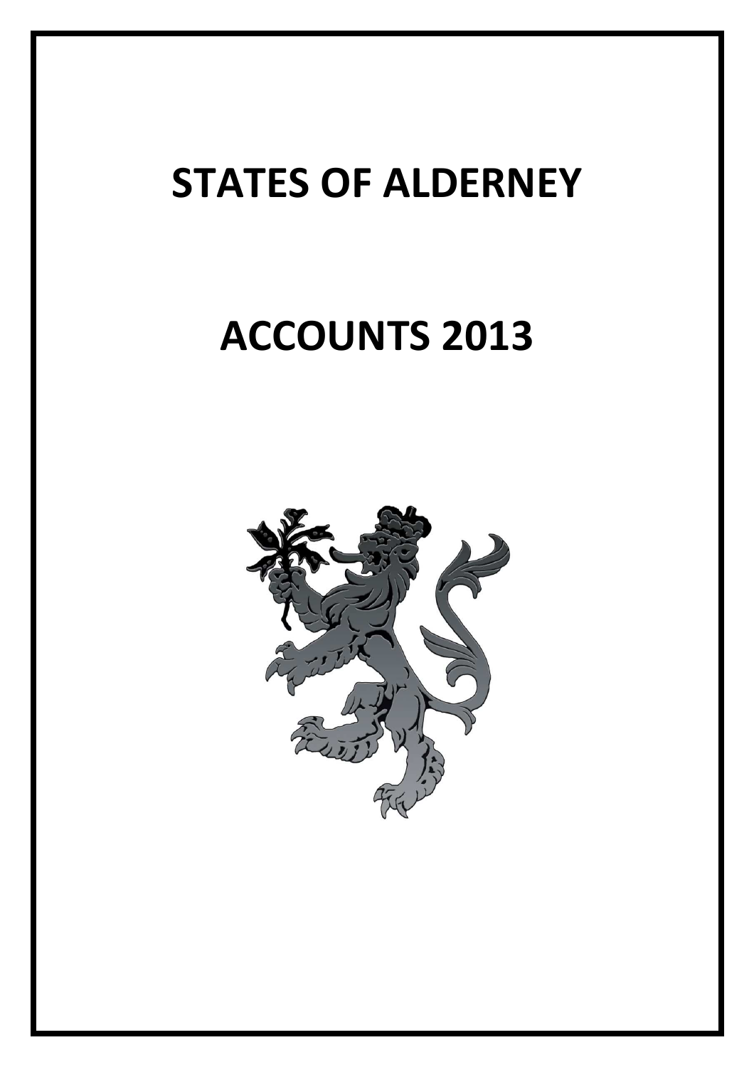# STATES OF ALDERNEY

# ACCOUNTS 2013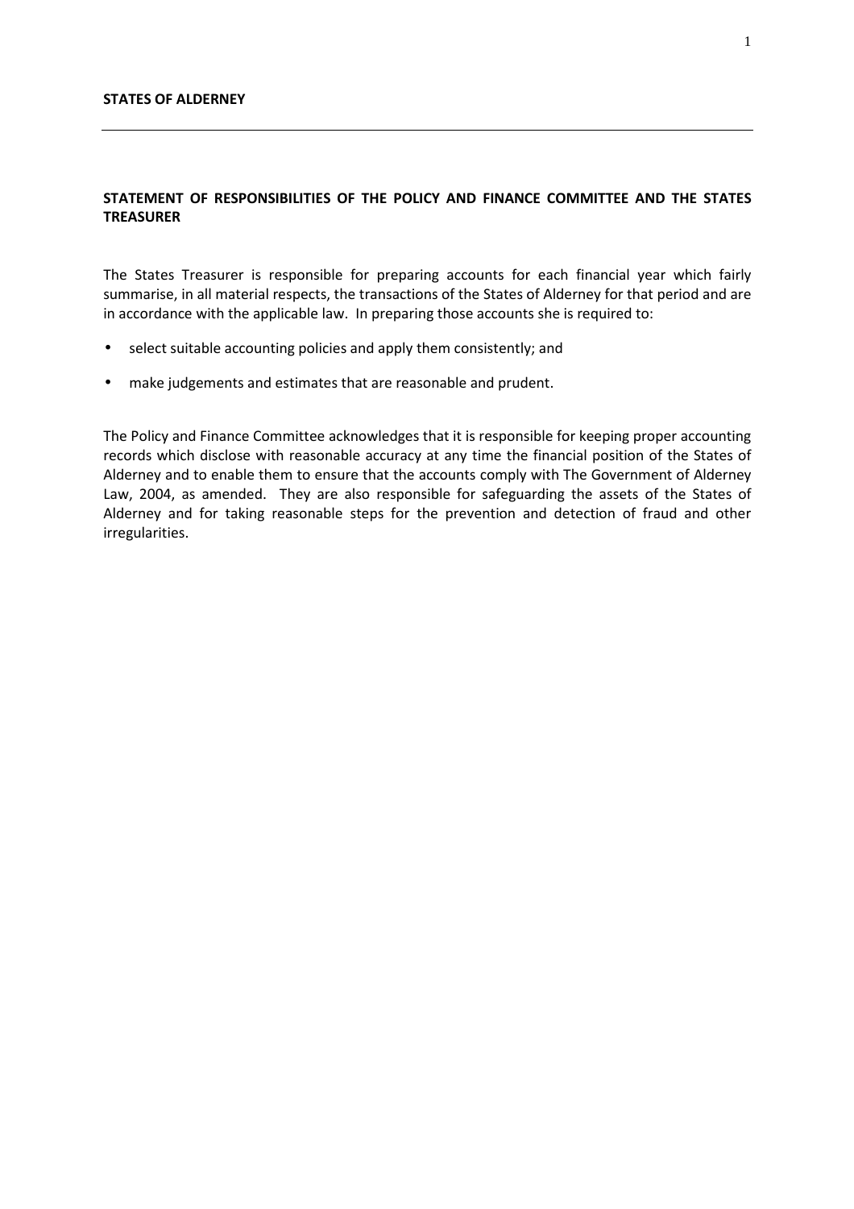**STATES OF ALDERNEY**

---

## STATEMENT OF RESPONSIBILITIES OF THE POLICY AND FINANCE COMMITTEE AND THE STATES TREASURER

The States Treasurer is responsible for preparing accounts for each financial year which fairly summarise, in all material respects, the transactions of the States of Alderney for that period and are in accordance with the applicable law. In preparing those accounts she is required to:

- select suitable accounting policies and apply them consistently; and
- make judgements and estimates that are reasonable and prudent.

The Policy and Finance Committee acknowledges that it is responsible for keeping proper accounting records which disclose with reasonable accuracy at any time the financial position of the States of Alderney and to enable them to ensure that the accounts comply with The Government of Alderney Law, 2004, as amended. They are also responsible for safeguarding the assets of the States of Alderney and for taking reasonable steps for the prevention and detection of fraud and other irregularities.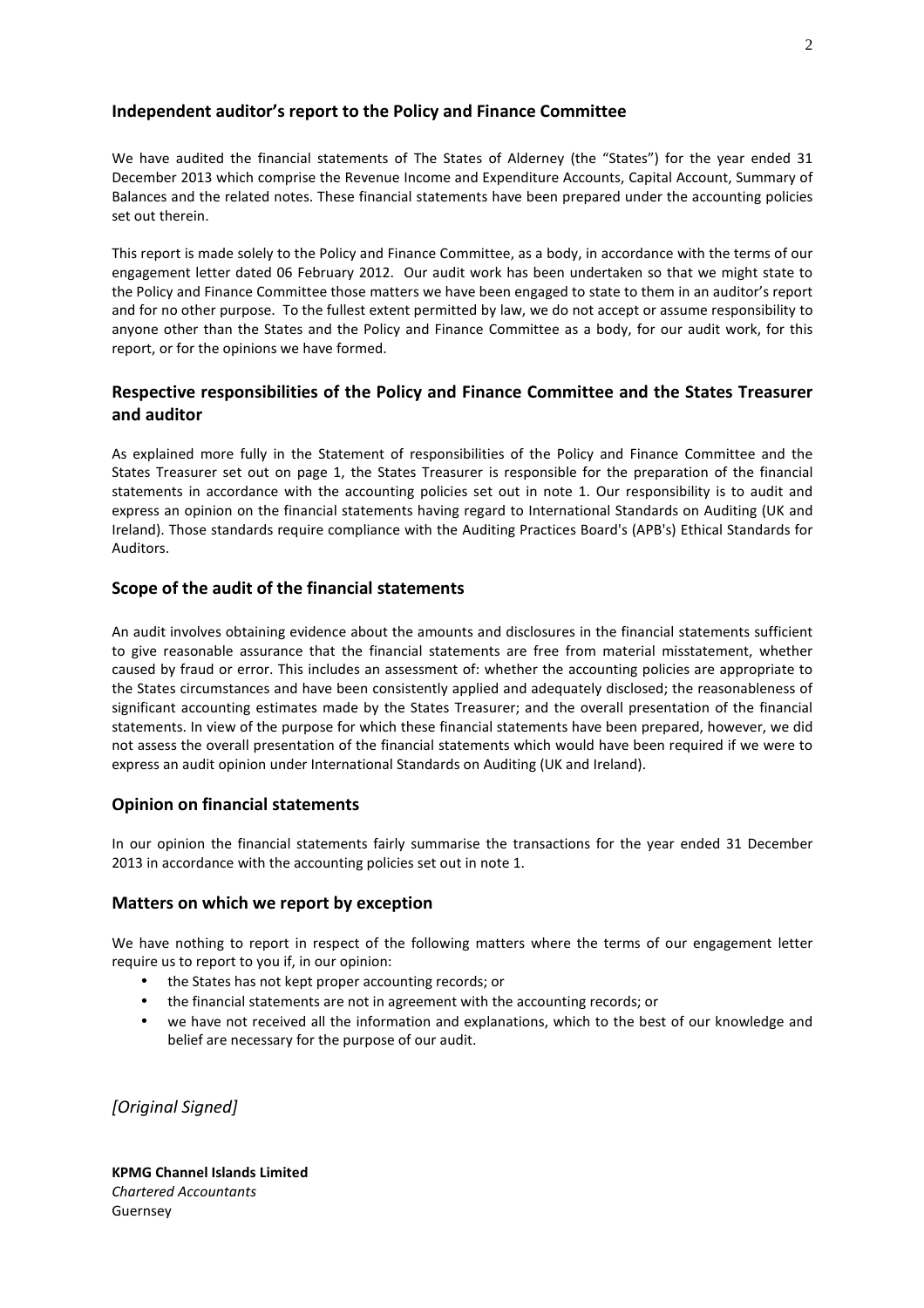## Independent auditor's report to the Policy and Finance Committee

We have audited the financial statements of The States of Alderney (the "States") for the year ended 31 December 2013 which comprise the Revenue Income and Expenditure Accounts, Capital Account, Summary of Balances and the related notes. These financial statements have been prepared under the accounting policies set out therein.

This report is made solely to the Policy and Finance Committee, as a body, in accordance with the terms of our engagement letter dated 06 February 2012. Our audit work has been undertaken so that we might state to the Policy and Finance Committee those matters we have been engaged to state to them in an auditor's report and for no other purpose. To the fullest extent permitted by law, we do not accept or assume responsibility to anyone other than the States and the Policy and Finance Committee as a body, for our audit work, for this report, or for the opinions we have formed.

## Respective responsibilities of the Policy and Finance Committee and the States Treasurer and auditor

As explained more fully in the Statement of responsibilities of the Policy and Finance Committee and the States Treasurer set out on page 1, the States Treasurer is responsible for the preparation of the financial statements in accordance with the accounting policies set out in note 1. Our responsibility is to audit and express an opinion on the financial statements having regard to International Standards on Auditing (UK and Ireland). Those standards require compliance with the Auditing Practices Board's (APB's) Ethical Standards for Auditors.

## Scope of the audit of the financial statements

An audit involves obtaining evidence about the amounts and disclosures in the financial statements sufficient to give reasonable assurance that the financial statements are free from material misstatement, whether caused by fraud or error. This includes an assessment of: whether the accounting policies are appropriate to the States circumstances and have been consistently applied and adequately disclosed; the reasonableness of significant accounting estimates made by the States Treasurer; and the overall presentation of the financial statements. In view of the purpose for which these financial statements have been prepared, however, we did not assess the overall presentation of the financial statements which would have been required if we were to express an audit opinion under International Standards on Auditing (UK and Ireland).

## Opinion on financial statements

In our opinion the financial statements fairly summarise the transactions for the year ended 31 December 2013 in accordance with the accounting policies set out in note 1.

## Matters on which we report by exception

We have nothing to report in respect of the following matters where the terms of our engagement letter require us to report to you if, in our opinion:

- the States has not kept proper accounting records; or
- the financial statements are not in agreement with the accounting records; or
- we have not received all the information and explanations, which to the best of our knowledge and belief are necessary for the purpose of our audit.

*[Original Signed]*

**KPMG Channel Islands Limited**
*Chartered Accountants*
Guernsey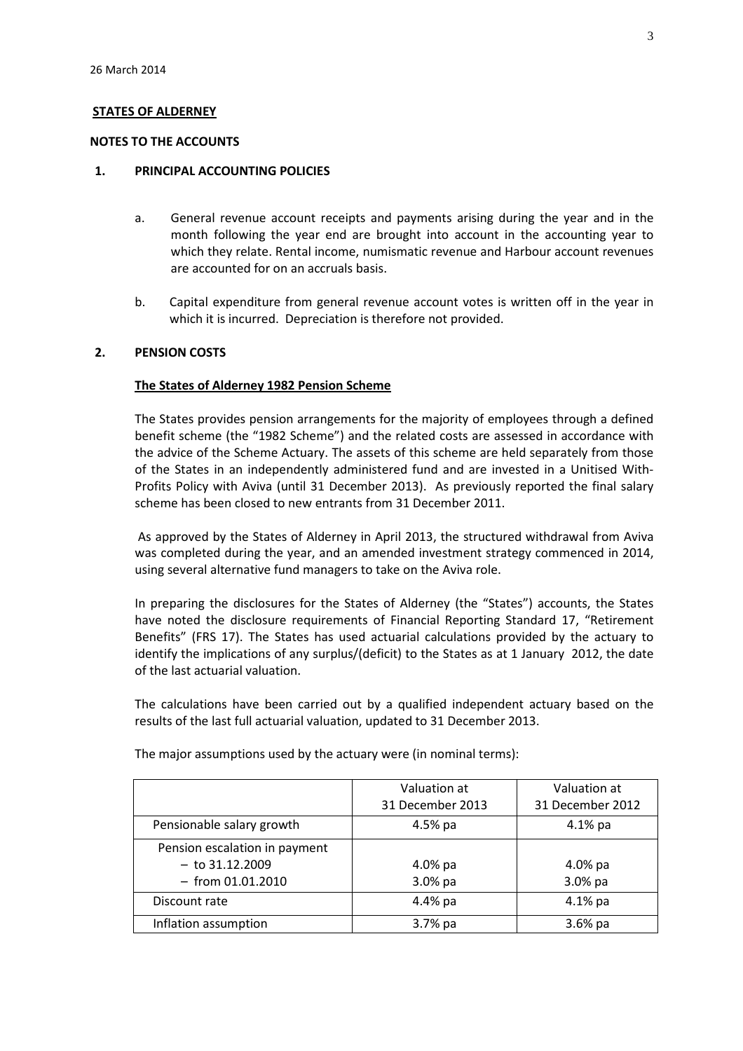26 March 2014

**STATES OF ALDERNEY**

**NOTES TO THE ACCOUNTS**

## 1. PRINCIPAL ACCOUNTING POLICIES

a. General revenue account receipts and payments arising during the year and in the month following the year end are brought into account in the accounting year to which they relate. Rental income, numismatic revenue and Harbour account revenues are accounted for on an accruals basis.

b. Capital expenditure from general revenue account votes is written off in the year in which it is incurred. Depreciation is therefore not provided.

## 2. PENSION COSTS

**The States of Alderney 1982 Pension Scheme**

The States provides pension arrangements for the majority of employees through a defined benefit scheme (the "1982 Scheme") and the related costs are assessed in accordance with the advice of the Scheme Actuary. The assets of this scheme are held separately from those of the States in an independently administered fund and are invested in a Unitised With-Profits Policy with Aviva (until 31 December 2013). As previously reported the final salary scheme has been closed to new entrants from 31 December 2011.

As approved by the States of Alderney in April 2013, the structured withdrawal from Aviva was completed during the year, and an amended investment strategy commenced in 2014, using several alternative fund managers to take on the Aviva role.

In preparing the disclosures for the States of Alderney (the "States") accounts, the States have noted the disclosure requirements of Financial Reporting Standard 17, "Retirement Benefits" (FRS 17). The States has used actuarial calculations provided by the actuary to identify the implications of any surplus/(deficit) to the States as at 1 January 2012, the date of the last actuarial valuation.

The calculations have been carried out by a qualified independent actuary based on the results of the last full actuarial valuation, updated to 31 December 2013.

The major assumptions used by the actuary were (in nominal terms):

| | Valuation at 31 December 2013 | Valuation at 31 December 2012 |
|---|---|---|
| Pensionable salary growth | 4.5% pa | 4.1% pa |
| Pension escalation in payment<br>– to 31.12.2009<br>– from 01.01.2010 | <br>4.0% pa<br>3.0% pa | <br>4.0% pa<br>3.0% pa |
| Discount rate | 4.4% pa | 4.1% pa |
| Inflation assumption | 3.7% pa | 3.6% pa |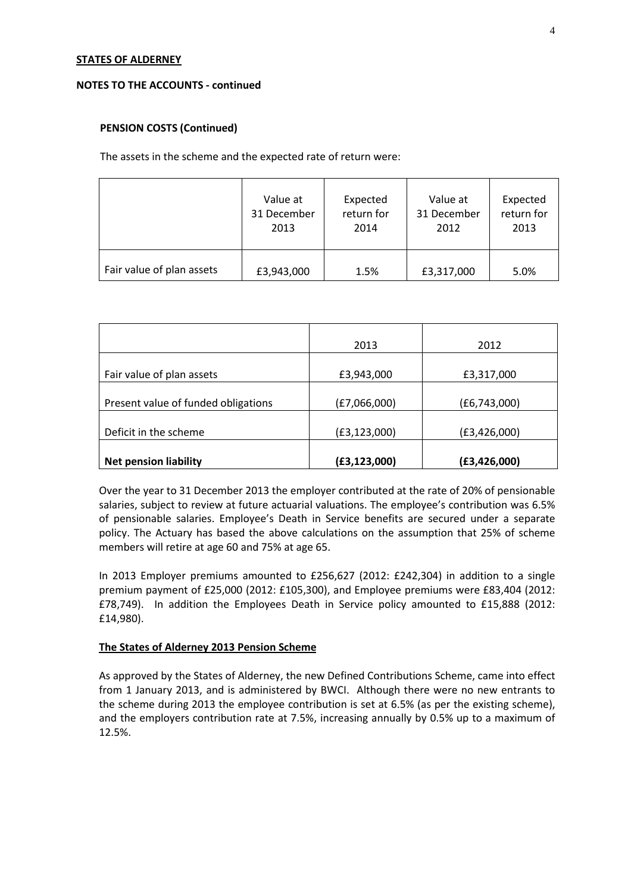**STATES OF ALDERNEY**

**NOTES TO THE ACCOUNTS - continued**

**PENSION COSTS (Continued)**

The assets in the scheme and the expected rate of return were:

| | Value at 31 December 2013 | Expected return for 2014 | Value at 31 December 2012 | Expected return for 2013 |
|---|---|---|---|---|
| Fair value of plan assets | £3,943,000 | 1.5% | £3,317,000 | 5.0% |

| | 2013 | 2012 |
|---|---|---|
| Fair value of plan assets | £3,943,000 | £3,317,000 |
| Present value of funded obligations | (£7,066,000) | (£6,743,000) |
| Deficit in the scheme | (£3,123,000) | (£3,426,000) |
| **Net pension liability** | **(£3,123,000)** | **(£3,426,000)** |

Over the year to 31 December 2013 the employer contributed at the rate of 20% of pensionable salaries, subject to review at future actuarial valuations. The employee's contribution was 6.5% of pensionable salaries. Employee's Death in Service benefits are secured under a separate policy. The Actuary has based the above calculations on the assumption that 25% of scheme members will retire at age 60 and 75% at age 65.

In 2013 Employer premiums amounted to £256,627 (2012: £242,304) in addition to a single premium payment of £25,000 (2012: £105,300), and Employee premiums were £83,404 (2012: £78,749). In addition the Employees Death in Service policy amounted to £15,888 (2012: £14,980).

**The States of Alderney 2013 Pension Scheme**

As approved by the States of Alderney, the new Defined Contributions Scheme, came into effect from 1 January 2013, and is administered by BWCI. Although there were no new entrants to the scheme during 2013 the employee contribution is set at 6.5% (as per the existing scheme), and the employers contribution rate at 7.5%, increasing annually by 0.5% up to a maximum of 12.5%.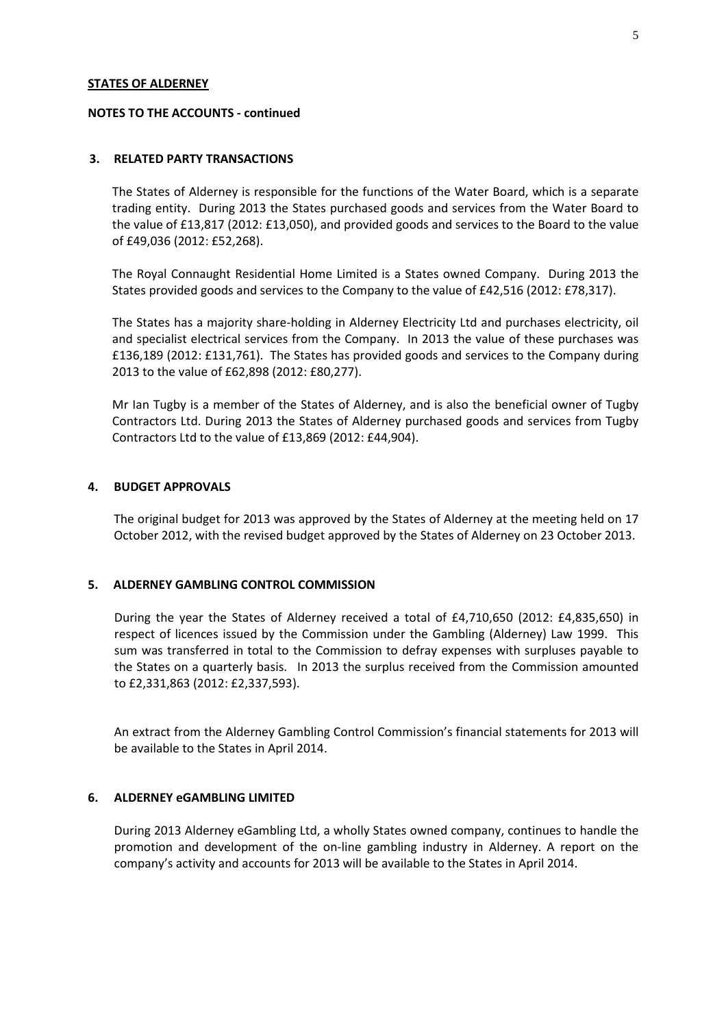**STATES OF ALDERNEY**

**NOTES TO THE ACCOUNTS - continued**

## 3. RELATED PARTY TRANSACTIONS

The States of Alderney is responsible for the functions of the Water Board, which is a separate trading entity. During 2013 the States purchased goods and services from the Water Board to the value of £13,817 (2012: £13,050), and provided goods and services to the Board to the value of £49,036 (2012: £52,268).

The Royal Connaught Residential Home Limited is a States owned Company. During 2013 the States provided goods and services to the Company to the value of £42,516 (2012: £78,317).

The States has a majority share-holding in Alderney Electricity Ltd and purchases electricity, oil and specialist electrical services from the Company. In 2013 the value of these purchases was £136,189 (2012: £131,761). The States has provided goods and services to the Company during 2013 to the value of £62,898 (2012: £80,277).

Mr Ian Tugby is a member of the States of Alderney, and is also the beneficial owner of Tugby Contractors Ltd. During 2013 the States of Alderney purchased goods and services from Tugby Contractors Ltd to the value of £13,869 (2012: £44,904).

## 4. BUDGET APPROVALS

The original budget for 2013 was approved by the States of Alderney at the meeting held on 17 October 2012, with the revised budget approved by the States of Alderney on 23 October 2013.

## 5. ALDERNEY GAMBLING CONTROL COMMISSION

During the year the States of Alderney received a total of £4,710,650 (2012: £4,835,650) in respect of licences issued by the Commission under the Gambling (Alderney) Law 1999. This sum was transferred in total to the Commission to defray expenses with surpluses payable to the States on a quarterly basis. In 2013 the surplus received from the Commission amounted to £2,331,863 (2012: £2,337,593).

An extract from the Alderney Gambling Control Commission's financial statements for 2013 will be available to the States in April 2014.

## 6. ALDERNEY eGAMBLING LIMITED

During 2013 Alderney eGambling Ltd, a wholly States owned company, continues to handle the promotion and development of the on-line gambling industry in Alderney. A report on the company's activity and accounts for 2013 will be available to the States in April 2014.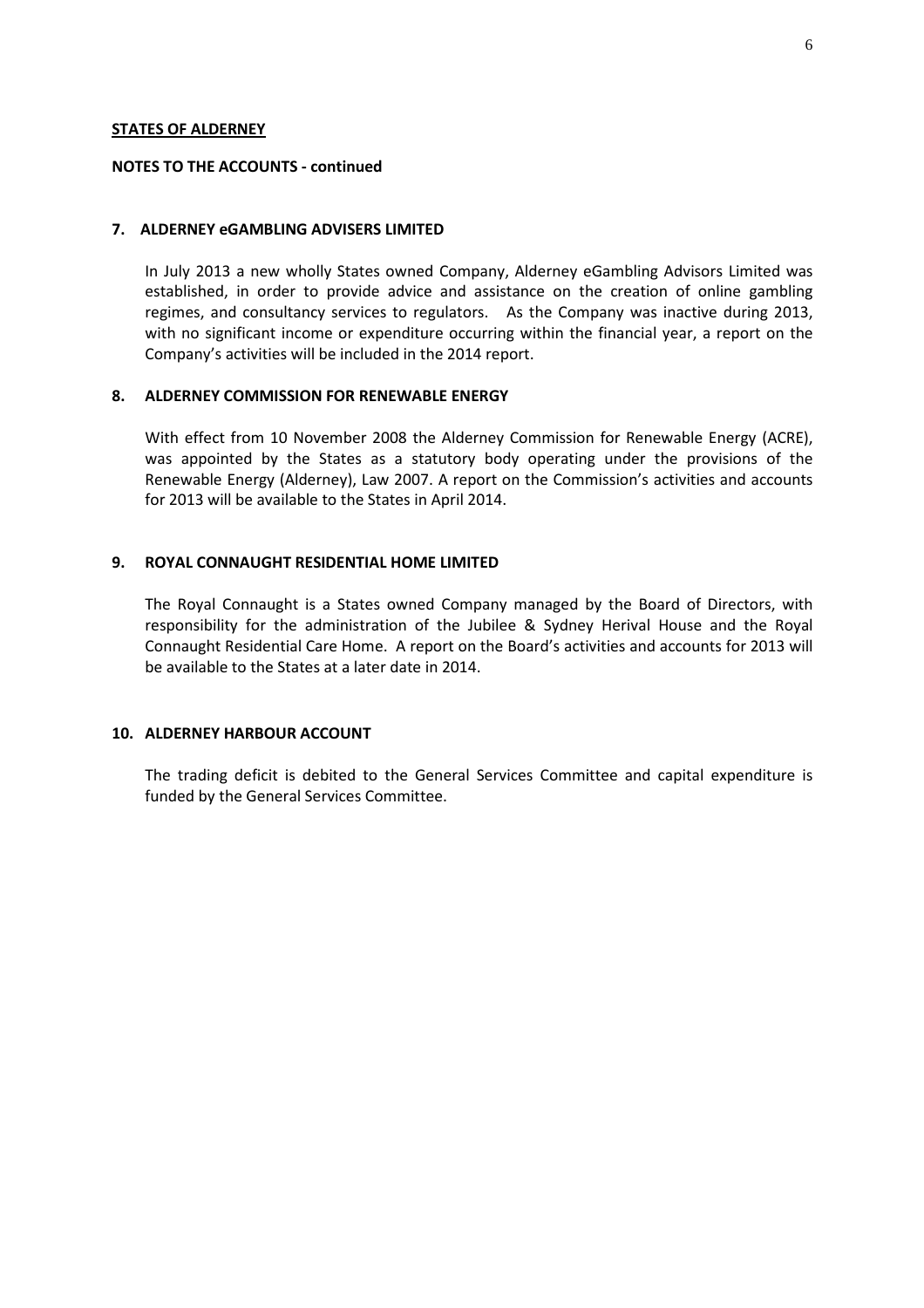**STATES OF ALDERNEY**

**NOTES TO THE ACCOUNTS - continued**

## 7. ALDERNEY eGAMBLING ADVISERS LIMITED

In July 2013 a new wholly States owned Company, Alderney eGambling Advisors Limited was established, in order to provide advice and assistance on the creation of online gambling regimes, and consultancy services to regulators. As the Company was inactive during 2013, with no significant income or expenditure occurring within the financial year, a report on the Company's activities will be included in the 2014 report.

## 8. ALDERNEY COMMISSION FOR RENEWABLE ENERGY

With effect from 10 November 2008 the Alderney Commission for Renewable Energy (ACRE), was appointed by the States as a statutory body operating under the provisions of the Renewable Energy (Alderney), Law 2007. A report on the Commission's activities and accounts for 2013 will be available to the States in April 2014.

## 9. ROYAL CONNAUGHT RESIDENTIAL HOME LIMITED

The Royal Connaught is a States owned Company managed by the Board of Directors, with responsibility for the administration of the Jubilee & Sydney Herival House and the Royal Connaught Residential Care Home. A report on the Board's activities and accounts for 2013 will be available to the States at a later date in 2014.

## 10. ALDERNEY HARBOUR ACCOUNT

The trading deficit is debited to the General Services Committee and capital expenditure is funded by the General Services Committee.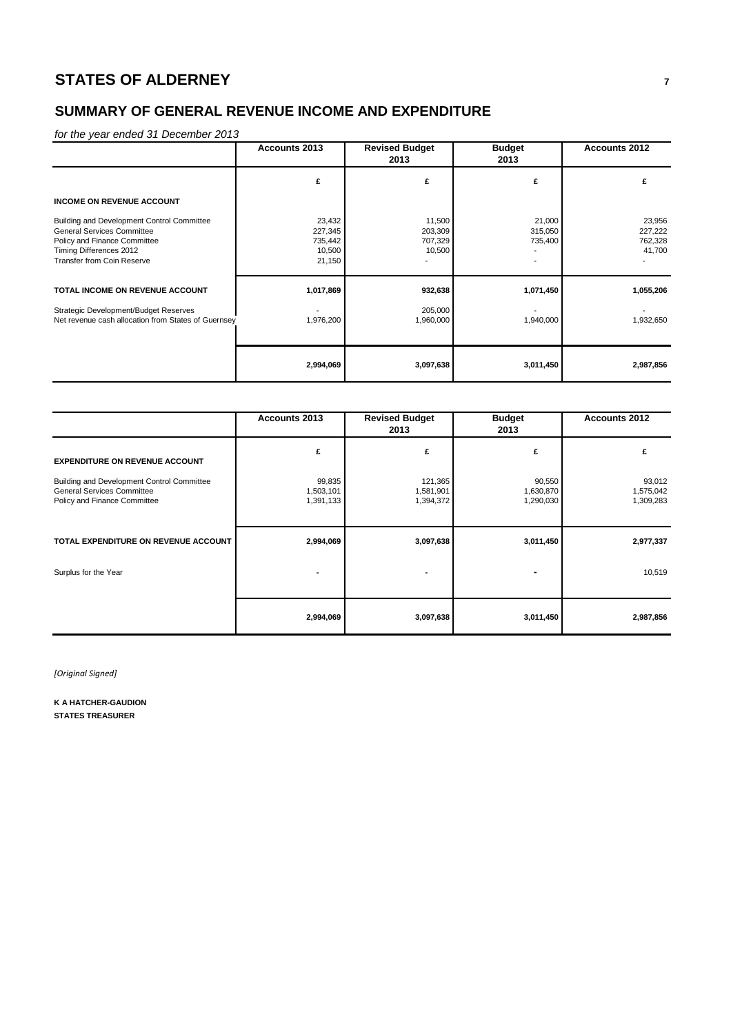# STATES OF ALDERNEY

## SUMMARY OF GENERAL REVENUE INCOME AND EXPENDITURE

*for the year ended 31 December 2013*

| | Accounts 2013 | Revised Budget 2013 | Budget 2013 | Accounts 2012 |
|---|---|---|---|---|
| | £ | £ | £ | £ |
| **INCOME ON REVENUE ACCOUNT** | | | | |
| Building and Development Control Committee | 23,432 | 11,500 | 21,000 | 23,956 |
| General Services Committee | 227,345 | 203,309 | 315,050 | 227,222 |
| Policy and Finance Committee | 735,442 | 707,329 | 735,400 | 762,328 |
| Timing Differences 2012 | 10,500 | 10,500 | - | 41,700 |
| Transfer from Coin Reserve | 21,150 | - | - | - |
| **TOTAL INCOME ON REVENUE ACCOUNT** | **1,017,869** | **932,638** | **1,071,450** | **1,055,206** |
| Strategic Development/Budget Reserves | - | 205,000 | - | - |
| Net revenue cash allocation from States of Guernsey | 1,976,200 | 1,960,000 | 1,940,000 | 1,932,650 |
| | **2,994,069** | **3,097,638** | **3,011,450** | **2,987,856** |

| | Accounts 2013 | Revised Budget 2013 | Budget 2013 | Accounts 2012 |
|---|---|---|---|---|
| **EXPENDITURE ON REVENUE ACCOUNT** | £ | £ | £ | £ |
| Building and Development Control Committee | 99,835 | 121,365 | 90,550 | 93,012 |
| General Services Committee | 1,503,101 | 1,581,901 | 1,630,870 | 1,575,042 |
| Policy and Finance Committee | 1,391,133 | 1,394,372 | 1,290,030 | 1,309,283 |
| **TOTAL EXPENDITURE ON REVENUE ACCOUNT** | **2,994,069** | **3,097,638** | **3,011,450** | **2,977,337** |
| Surplus for the Year | - | - | - | 10,519 |
| | **2,994,069** | **3,097,638** | **3,011,450** | **2,987,856** |

*[Original Signed]*

**K A HATCHER-GAUDION**
**STATES TREASURER**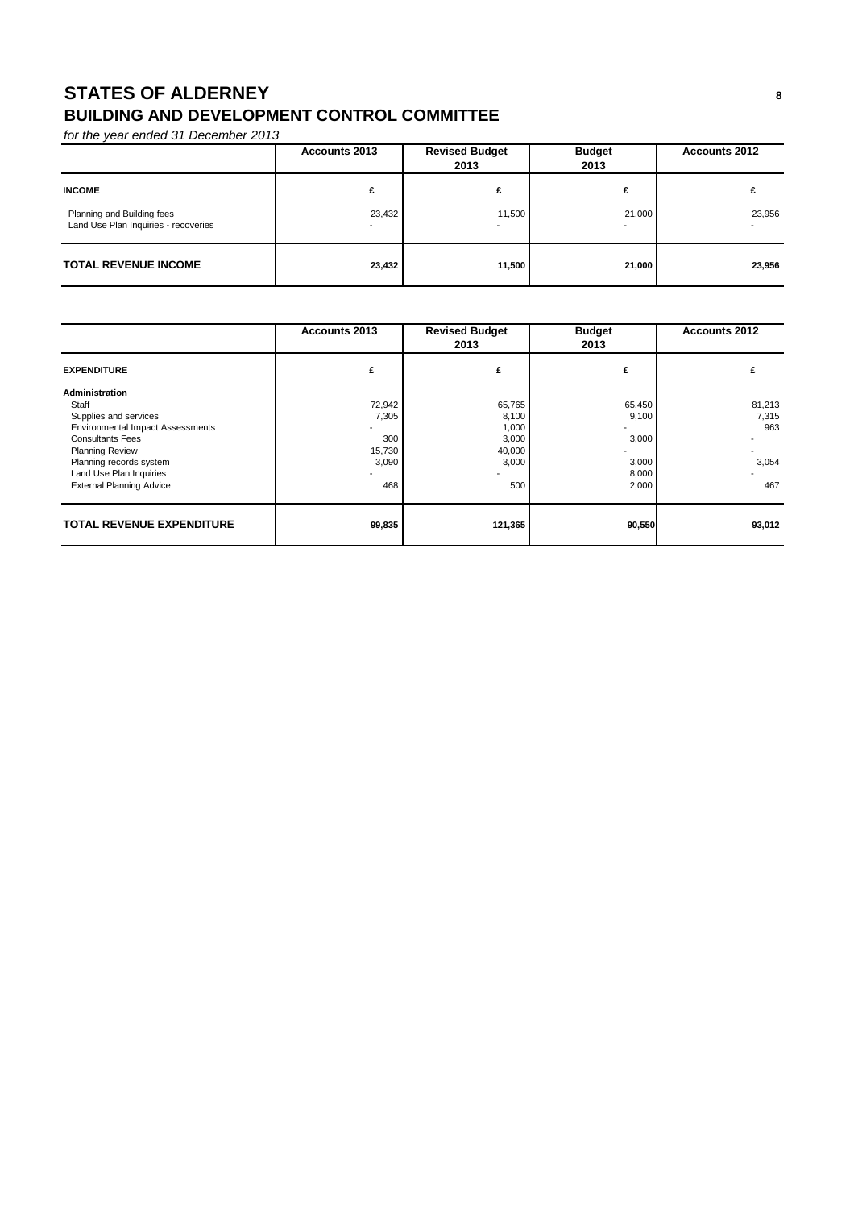# STATES OF ALDERNEY

## BUILDING AND DEVELOPMENT CONTROL COMMITTEE

*for the year ended 31 December 2013*

| | Accounts 2013 | Revised Budget 2013 | Budget 2013 | Accounts 2012 |
|---|---|---|---|---|
| **INCOME** | £ | £ | £ | £ |
| Planning and Building fees | 23,432 | 11,500 | 21,000 | 23,956 |
| Land Use Plan Inquiries - recoveries | - | - | - | - |
| **TOTAL REVENUE INCOME** | **23,432** | **11,500** | **21,000** | **23,956** |

| | Accounts 2013 | Revised Budget 2013 | Budget 2013 | Accounts 2012 |
|---|---|---|---|---|
| **EXPENDITURE** | £ | £ | £ | £ |
| **Administration** | | | | |
| Staff | 72,942 | 65,765 | 65,450 | 81,213 |
| Supplies and services | 7,305 | 8,100 | 9,100 | 7,315 |
| Environmental Impact Assessments | - | 1,000 | - | 963 |
| Consultants Fees | 300 | 3,000 | 3,000 | - |
| Planning Review | 15,730 | 40,000 | - | - |
| Planning records system | 3,090 | 3,000 | 3,000 | 3,054 |
| Land Use Plan Inquiries | - | - | 8,000 | - |
| External Planning Advice | 468 | 500 | 2,000 | 467 |
| **TOTAL REVENUE EXPENDITURE** | **99,835** | **121,365** | **90,550** | **93,012** |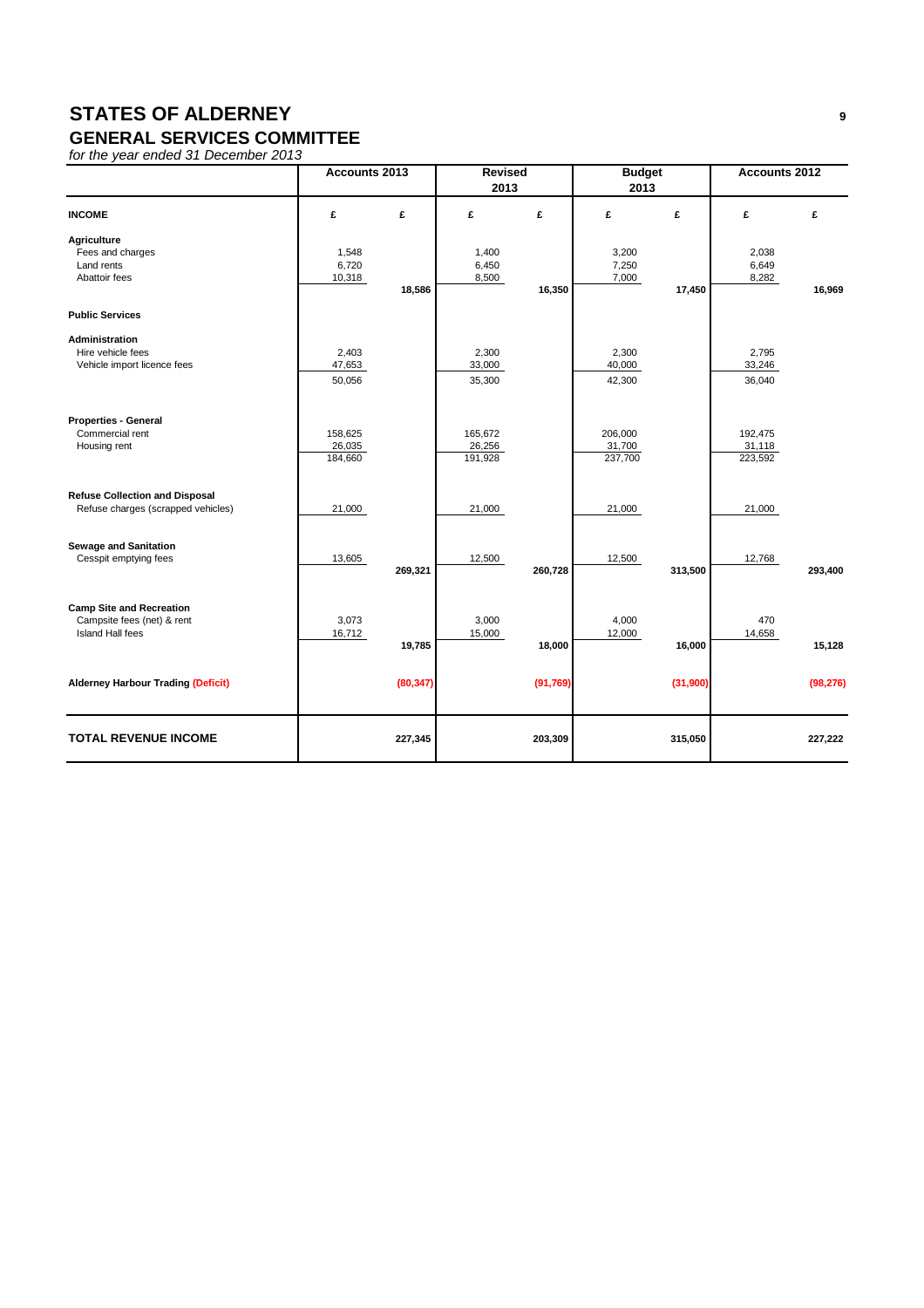# STATES OF ALDERNEY

## GENERAL SERVICES COMMITTEE

*for the year ended 31 December 2013*

| | Accounts 2013 | | Revised 2013 | | Budget 2013 | | Accounts 2012 | |
|---|---|---|---|---|---|---|---|---|
| **INCOME** | **£** | **£** | **£** | **£** | **£** | **£** | **£** | **£** |
| **Agriculture** | | | | | | | | |
| Fees and charges | 1,548 | | 1,400 | | 3,200 | | 2,038 | |
| Land rents | 6,720 | | 6,450 | | 7,250 | | 6,649 | |
| Abattoir fees | 10,318 | | 8,500 | | 7,000 | | 8,282 | |
| | | **18,586** | | **16,350** | | **17,450** | | **16,969** |
| **Public Services** | | | | | | | | |
| **Administration** | | | | | | | | |
| Hire vehicle fees | 2,403 | | 2,300 | | 2,300 | | 2,795 | |
| Vehicle import licence fees | 47,653 | | 33,000 | | 40,000 | | 33,246 | |
| | 50,056 | | 35,300 | | 42,300 | | 36,040 | |
| **Properties - General** | | | | | | | | |
| Commercial rent | 158,625 | | 165,672 | | 206,000 | | 192,475 | |
| Housing rent | 26,035 | | 26,256 | | 31,700 | | 31,118 | |
| | 184,660 | | 191,928 | | 237,700 | | 223,592 | |
| **Refuse Collection and Disposal** | | | | | | | | |
| Refuse charges (scrapped vehicles) | 21,000 | | 21,000 | | 21,000 | | 21,000 | |
| **Sewage and Sanitation** | | | | | | | | |
| Cesspit emptying fees | 13,605 | | 12,500 | | 12,500 | | 12,768 | |
| | | **269,321** | | **260,728** | | **313,500** | | **293,400** |
| **Camp Site and Recreation** | | | | | | | | |
| Campsite fees (net) & rent | 3,073 | | 3,000 | | 4,000 | | 470 | |
| Island Hall fees | 16,712 | | 15,000 | | 12,000 | | 14,658 | |
| | | **19,785** | | **18,000** | | **16,000** | | **15,128** |
| **Alderney Harbour Trading (Deficit)** | | **(80,347)** | | **(91,769)** | | **(31,900)** | | **(98,276)** |
| **TOTAL REVENUE INCOME** | | **227,345** | | **203,309** | | **315,050** | | **227,222** |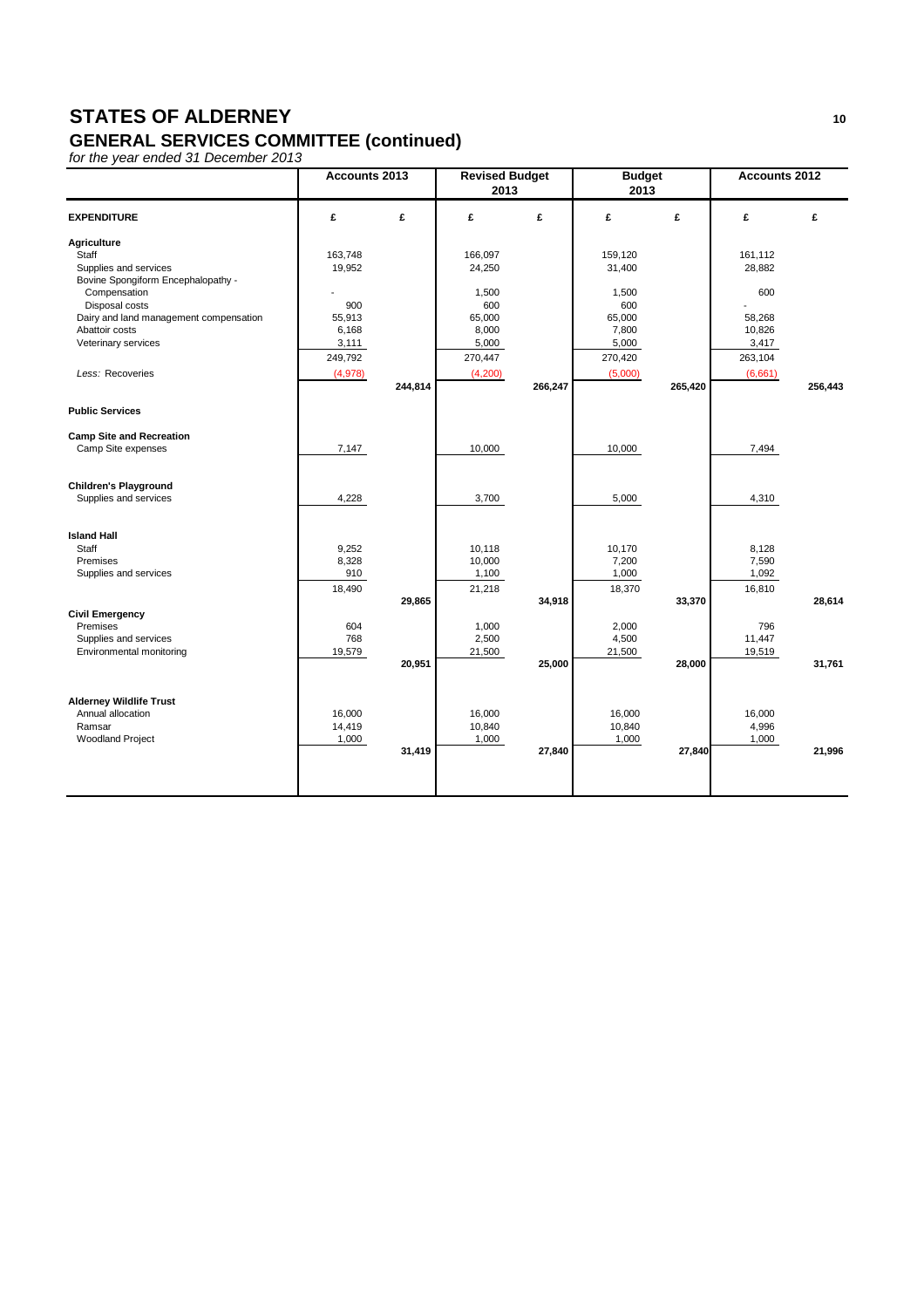# STATES OF ALDERNEY

## GENERAL SERVICES COMMITTEE (continued)

*for the year ended 31 December 2013*

| | Accounts 2013 | | Revised Budget 2013 | | Budget 2013 | | Accounts 2012 | |
|---|---|---|---|---|---|---|---|---|
| **EXPENDITURE** | **£** | **£** | **£** | **£** | **£** | **£** | **£** | **£** |
| **Agriculture** | | | | | | | | |
| Staff | 163,748 | | 166,097 | | 159,120 | | 161,112 | |
| Supplies and services | 19,952 | | 24,250 | | 31,400 | | 28,882 | |
| Bovine Spongiform Encephalopathy - | | | | | | | | |
| Compensation | - | | 1,500 | | 1,500 | | 600 | |
| Disposal costs | 900 | | 600 | | 600 | | - | |
| Dairy and land management compensation | 55,913 | | 65,000 | | 65,000 | | 58,268 | |
| Abattoir costs | 6,168 | | 8,000 | | 7,800 | | 10,826 | |
| Veterinary services | 3,111 | | 5,000 | | 5,000 | | 3,417 | |
| | 249,792 | | 270,447 | | 270,420 | | 263,104 | |
| *Less:* Recoveries | (4,978) | | (4,200) | | (5,000) | | (6,661) | |
| | | **244,814** | | **266,247** | | **265,420** | | **256,443** |
| **Public Services** | | | | | | | | |
| **Camp Site and Recreation** | | | | | | | | |
| Camp Site expenses | 7,147 | | 10,000 | | 10,000 | | 7,494 | |
| **Children's Playground** | | | | | | | | |
| Supplies and services | 4,228 | | 3,700 | | 5,000 | | 4,310 | |
| **Island Hall** | | | | | | | | |
| Staff | 9,252 | | 10,118 | | 10,170 | | 8,128 | |
| Premises | 8,328 | | 10,000 | | 7,200 | | 7,590 | |
| Supplies and services | 910 | | 1,100 | | 1,000 | | 1,092 | |
| | 18,490 | | 21,218 | | 18,370 | | 16,810 | |
| | | **29,865** | | **34,918** | | **33,370** | | **28,614** |
| **Civil Emergency** | | | | | | | | |
| Premises | 604 | | 1,000 | | 2,000 | | 796 | |
| Supplies and services | 768 | | 2,500 | | 4,500 | | 11,447 | |
| Environmental monitoring | 19,579 | | 21,500 | | 21,500 | | 19,519 | |
| | | **20,951** | | **25,000** | | **28,000** | | **31,761** |
| **Alderney Wildlife Trust** | | | | | | | | |
| Annual allocation | 16,000 | | 16,000 | | 16,000 | | 16,000 | |
| Ramsar | 14,419 | | 10,840 | | 10,840 | | 4,996 | |
| Woodland Project | 1,000 | | 1,000 | | 1,000 | | 1,000 | |
| | | **31,419** | | **27,840** | | **27,840** | | **21,996** |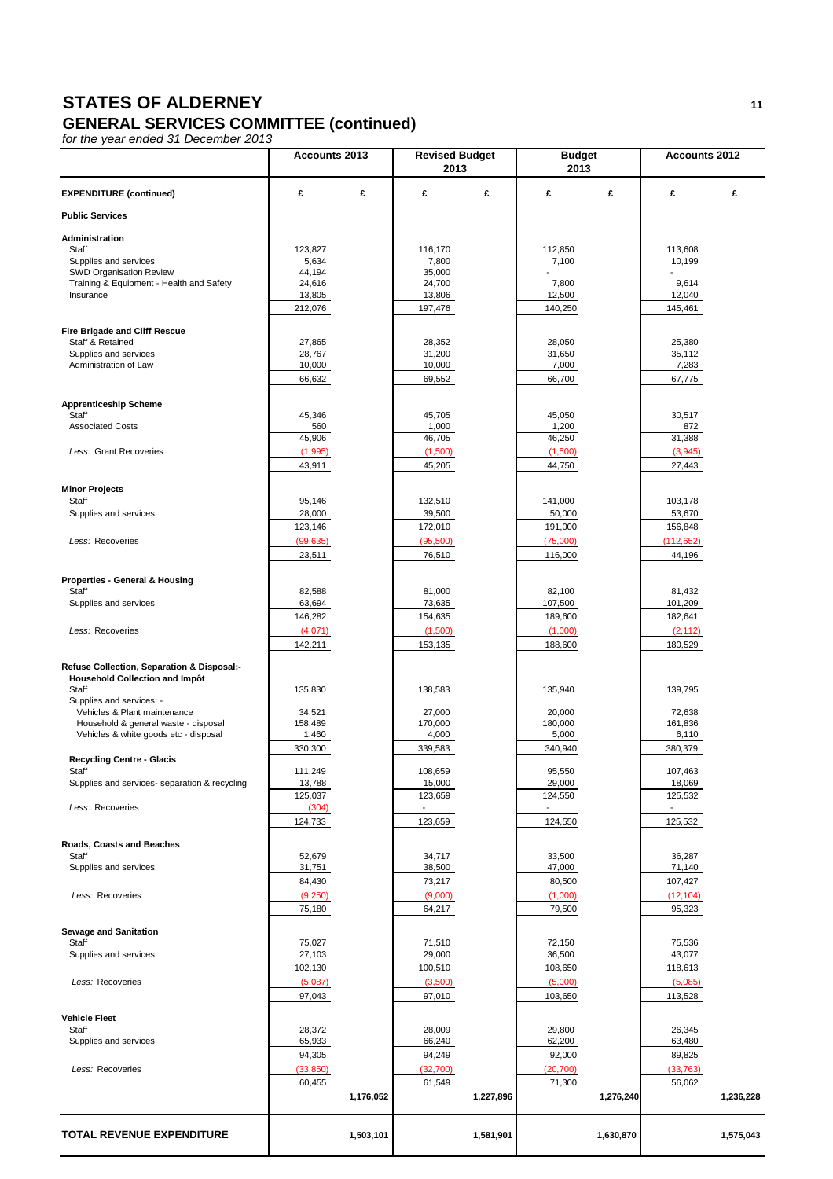# STATES OF ALDERNEY

## GENERAL SERVICES COMMITTEE (continued)

*for the year ended 31 December 2013*

| | Accounts 2013 | | Revised Budget 2013 | | Budget 2013 | | Accounts 2012 | |
|---|---|---|---|---|---|---|---|---|
| **EXPENDITURE (continued)** | £ | £ | £ | £ | £ | £ | £ | £ |
| **Public Services** | | | | | | | | |
| **Administration** | | | | | | | | |
| Staff | 123,827 | | 116,170 | | 112,850 | | 113,608 | |
| Supplies and services | 5,634 | | 7,800 | | 7,100 | | 10,199 | |
| SWD Organisation Review | 44,194 | | 35,000 | | - | | - | |
| Training & Equipment - Health and Safety | 24,616 | | 24,700 | | 7,800 | | 9,614 | |
| Insurance | 13,805 | | 13,806 | | 12,500 | | 12,040 | |
| | 212,076 | | 197,476 | | 140,250 | | 145,461 | |
| **Fire Brigade and Cliff Rescue** | | | | | | | | |
| Staff & Retained | 27,865 | | 28,352 | | 28,050 | | 25,380 | |
| Supplies and services | 28,767 | | 31,200 | | 31,650 | | 35,112 | |
| Administration of Law | 10,000 | | 10,000 | | 7,000 | | 7,283 | |
| | 66,632 | | 69,552 | | 66,700 | | 67,775 | |
| **Apprenticeship Scheme** | | | | | | | | |
| Staff | 45,346 | | 45,705 | | 45,050 | | 30,517 | |
| Associated Costs | 560 | | 1,000 | | 1,200 | | 872 | |
| | 45,906 | | 46,705 | | 46,250 | | 31,388 | |
| *Less:* Grant Recoveries | (1,995) | | (1,500) | | (1,500) | | (3,945) | |
| | 43,911 | | 45,205 | | 44,750 | | 27,443 | |
| **Minor Projects** | | | | | | | | |
| Staff | 95,146 | | 132,510 | | 141,000 | | 103,178 | |
| Supplies and services | 28,000 | | 39,500 | | 50,000 | | 53,670 | |
| | 123,146 | | 172,010 | | 191,000 | | 156,848 | |
| *Less:* Recoveries | (99,635) | | (95,500) | | (75,000) | | (112,652) | |
| | 23,511 | | 76,510 | | 116,000 | | 44,196 | |
| **Properties - General & Housing** | | | | | | | | |
| Staff | 82,588 | | 81,000 | | 82,100 | | 81,432 | |
| Supplies and services | 63,694 | | 73,635 | | 107,500 | | 101,209 | |
| | 146,282 | | 154,635 | | 189,600 | | 182,641 | |
| *Less:* Recoveries | (4,071) | | (1,500) | | (1,000) | | (2,112) | |
| | 142,211 | | 153,135 | | 188,600 | | 180,529 | |
| **Refuse Collection, Separation & Disposal:-** | | | | | | | | |
| **Household Collection and Impôt** | | | | | | | | |
| Staff | 135,830 | | 138,583 | | 135,940 | | 139,795 | |
| Supplies and services: - | | | | | | | | |
| Vehicles & Plant maintenance | 34,521 | | 27,000 | | 20,000 | | 72,638 | |
| Household & general waste - disposal | 158,489 | | 170,000 | | 180,000 | | 161,836 | |
| Vehicles & white goods etc - disposal | 1,460 | | 4,000 | | 5,000 | | 6,110 | |
| | 330,300 | | 339,583 | | 340,940 | | 380,379 | |
| **Recycling Centre - Glacis** | | | | | | | | |
| Staff | 111,249 | | 108,659 | | 95,550 | | 107,463 | |
| Supplies and services- separation & recycling | 13,788 | | 15,000 | | 29,000 | | 18,069 | |
| | 125,037 | | 123,659 | | 124,550 | | 125,532 | |
| *Less:* Recoveries | (304) | | - | | - | | - | |
| | 124,733 | | 123,659 | | 124,550 | | 125,532 | |
| **Roads, Coasts and Beaches** | | | | | | | | |
| Staff | 52,679 | | 34,717 | | 33,500 | | 36,287 | |
| Supplies and services | 31,751 | | 38,500 | | 47,000 | | 71,140 | |
| | 84,430 | | 73,217 | | 80,500 | | 107,427 | |
| *Less:* Recoveries | (9,250) | | (9,000) | | (1,000) | | (12,104) | |
| | 75,180 | | 64,217 | | 79,500 | | 95,323 | |
| **Sewage and Sanitation** | | | | | | | | |
| Staff | 75,027 | | 71,510 | | 72,150 | | 75,536 | |
| Supplies and services | 27,103 | | 29,000 | | 36,500 | | 43,077 | |
| | 102,130 | | 100,510 | | 108,650 | | 118,613 | |
| *Less:* Recoveries | (5,087) | | (3,500) | | (5,000) | | (5,085) | |
| | 97,043 | | 97,010 | | 103,650 | | 113,528 | |
| **Vehicle Fleet** | | | | | | | | |
| Staff | 28,372 | | 28,009 | | 29,800 | | 26,345 | |
| Supplies and services | 65,933 | | 66,240 | | 62,200 | | 63,480 | |
| | 94,305 | | 94,249 | | 92,000 | | 89,825 | |
| *Less:* Recoveries | (33,850) | | (32,700) | | (20,700) | | (33,763) | |
| | 60,455 | 1,176,052 | 61,549 | 1,227,896 | 71,300 | 1,276,240 | 56,062 | 1,236,228 |
| **TOTAL REVENUE EXPENDITURE** | | 1,503,101 | | 1,581,901 | | 1,630,870 | | 1,575,043 |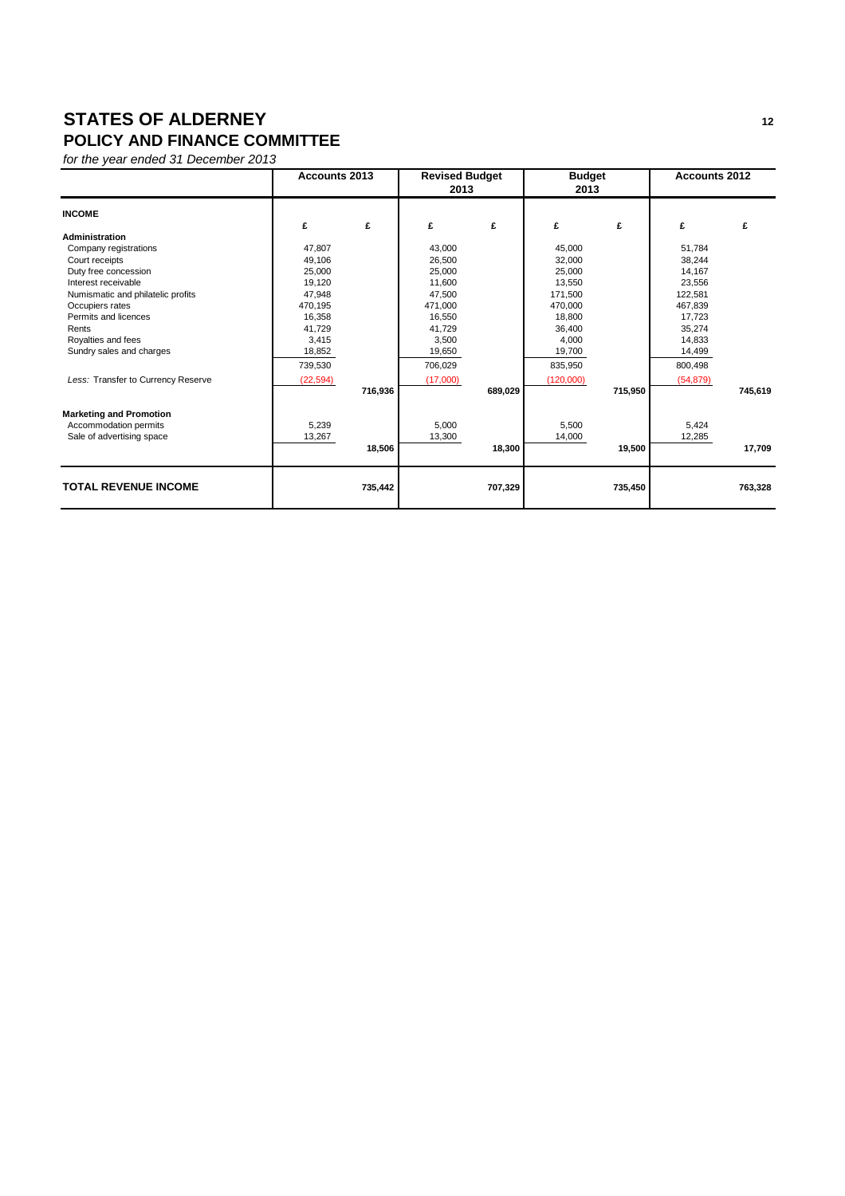# STATES OF ALDERNEY

## POLICY AND FINANCE COMMITTEE

*for the year ended 31 December 2013*

| | Accounts 2013 | | Revised Budget 2013 | | Budget 2013 | | Accounts 2012 | |
|---|---|---|---|---|---|---|---|---|
| **INCOME** | | | | | | | | |
| | £ | £ | £ | £ | £ | £ | £ | £ |
| **Administration** | | | | | | | | |
| Company registrations | 47,807 | | 43,000 | | 45,000 | | 51,784 | |
| Court receipts | 49,106 | | 26,500 | | 32,000 | | 38,244 | |
| Duty free concession | 25,000 | | 25,000 | | 25,000 | | 14,167 | |
| Interest receivable | 19,120 | | 11,600 | | 13,550 | | 23,556 | |
| Numismatic and philatelic profits | 47,948 | | 47,500 | | 171,500 | | 122,581 | |
| Occupiers rates | 470,195 | | 471,000 | | 470,000 | | 467,839 | |
| Permits and licences | 16,358 | | 16,550 | | 18,800 | | 17,723 | |
| Rents | 41,729 | | 41,729 | | 36,400 | | 35,274 | |
| Royalties and fees | 3,415 | | 3,500 | | 4,000 | | 14,833 | |
| Sundry sales and charges | 18,852 | | 19,650 | | 19,700 | | 14,499 | |
| | 739,530 | | 706,029 | | 835,950 | | 800,498 | |
| *Less:* Transfer to Currency Reserve | (22,594) | | (17,000) | | (120,000) | | (54,879) | |
| | | 716,936 | | 689,029 | | 715,950 | | 745,619 |
| **Marketing and Promotion** | | | | | | | | |
| Accommodation permits | 5,239 | | 5,000 | | 5,500 | | 5,424 | |
| Sale of advertising space | 13,267 | | 13,300 | | 14,000 | | 12,285 | |
| | | 18,506 | | 18,300 | | 19,500 | | 17,709 |
| **TOTAL REVENUE INCOME** | | **735,442** | | **707,329** | | **735,450** | | **763,328** |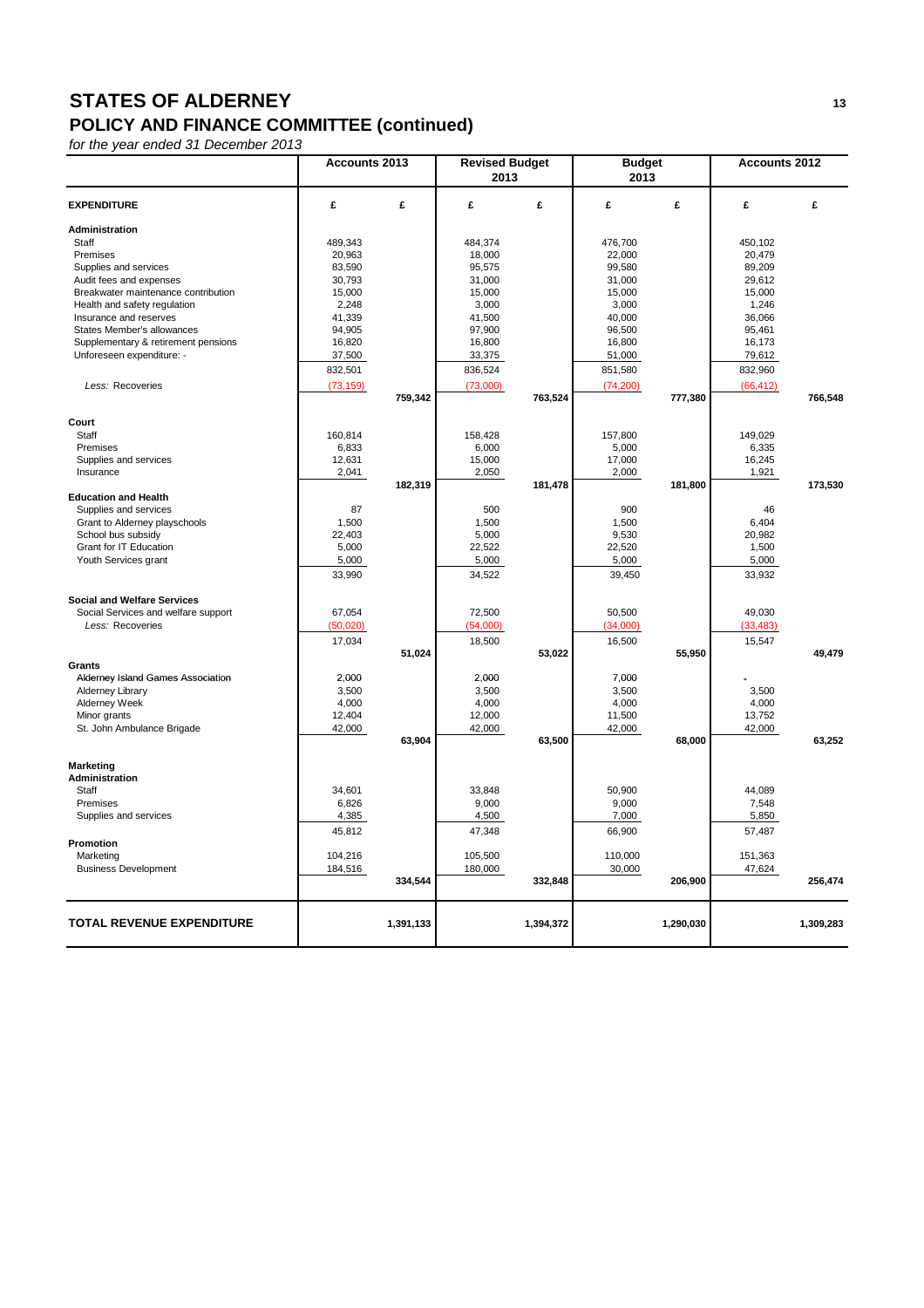# STATES OF ALDERNEY

## POLICY AND FINANCE COMMITTEE (continued)

*for the year ended 31 December 2013*

| | Accounts 2013 | | Revised Budget 2013 | | Budget 2013 | | Accounts 2012 | |
|---|---|---|---|---|---|---|---|---|
| **EXPENDITURE** | **£** | **£** | **£** | **£** | **£** | **£** | **£** | **£** |
| **Administration** | | | | | | | | |
| Staff | 489,343 | | 484,374 | | 476,700 | | 450,102 | |
| Premises | 20,963 | | 18,000 | | 22,000 | | 20,479 | |
| Supplies and services | 83,590 | | 95,575 | | 99,580 | | 89,209 | |
| Audit fees and expenses | 30,793 | | 31,000 | | 31,000 | | 29,612 | |
| Breakwater maintenance contribution | 15,000 | | 15,000 | | 15,000 | | 15,000 | |
| Health and safety regulation | 2,248 | | 3,000 | | 3,000 | | 1,246 | |
| Insurance and reserves | 41,339 | | 41,500 | | 40,000 | | 36,066 | |
| States Member's allowances | 94,905 | | 97,900 | | 96,500 | | 95,461 | |
| Supplementary & retirement pensions | 16,820 | | 16,800 | | 16,800 | | 16,173 | |
| Unforeseen expenditure: - | 37,500 | | 33,375 | | 51,000 | | 79,612 | |
| | 832,501 | | 836,524 | | 851,580 | | 832,960 | |
| *Less: Recoveries* | (73,159) | | (73,000) | | (74,200) | | (66,412) | |
| | | **759,342** | | **763,524** | | **777,380** | | **766,548** |
| **Court** | | | | | | | | |
| Staff | 160,814 | | 158,428 | | 157,800 | | 149,029 | |
| Premises | 6,833 | | 6,000 | | 5,000 | | 6,335 | |
| Supplies and services | 12,631 | | 15,000 | | 17,000 | | 16,245 | |
| Insurance | 2,041 | | 2,050 | | 2,000 | | 1,921 | |
| | | **182,319** | | **181,478** | | **181,800** | | **173,530** |
| **Education and Health** | | | | | | | | |
| Supplies and services | 87 | | 500 | | 900 | | 46 | |
| Grant to Alderney playschools | 1,500 | | 1,500 | | 1,500 | | 6,404 | |
| School bus subsidy | 22,403 | | 5,000 | | 9,530 | | 20,982 | |
| Grant for IT Education | 5,000 | | 22,522 | | 22,520 | | 1,500 | |
| Youth Services grant | 5,000 | | 5,000 | | 5,000 | | 5,000 | |
| | 33,990 | | 34,522 | | 39,450 | | 33,932 | |
| **Social and Welfare Services** | | | | | | | | |
| Social Services and welfare support | 67,054 | | 72,500 | | 50,500 | | 49,030 | |
| *Less: Recoveries* | (50,020) | | (54,000) | | (34,000) | | (33,483) | |
| | 17,034 | | 18,500 | | 16,500 | | 15,547 | |
| | | **51,024** | | **53,022** | | **55,950** | | **49,479** |
| **Grants** | | | | | | | | |
| Alderney Island Games Association | 2,000 | | 2,000 | | 7,000 | | - | |
| Alderney Library | 3,500 | | 3,500 | | 3,500 | | 3,500 | |
| Alderney Week | 4,000 | | 4,000 | | 4,000 | | 4,000 | |
| Minor grants | 12,404 | | 12,000 | | 11,500 | | 13,752 | |
| St. John Ambulance Brigade | 42,000 | | 42,000 | | 42,000 | | 42,000 | |
| | | **63,904** | | **63,500** | | **68,000** | | **63,252** |
| **Marketing** | | | | | | | | |
| **Administration** | | | | | | | | |
| Staff | 34,601 | | 33,848 | | 50,900 | | 44,089 | |
| Premises | 6,826 | | 9,000 | | 9,000 | | 7,548 | |
| Supplies and services | 4,385 | | 4,500 | | 7,000 | | 5,850 | |
| | 45,812 | | 47,348 | | 66,900 | | 57,487 | |
| **Promotion** | | | | | | | | |
| Marketing | 104,216 | | 105,500 | | 110,000 | | 151,363 | |
| Business Development | 184,516 | | 180,000 | | 30,000 | | 47,624 | |
| | | **334,544** | | **332,848** | | **206,900** | | **256,474** |
| **TOTAL REVENUE EXPENDITURE** | | **1,391,133** | | **1,394,372** | | **1,290,030** | | **1,309,283** |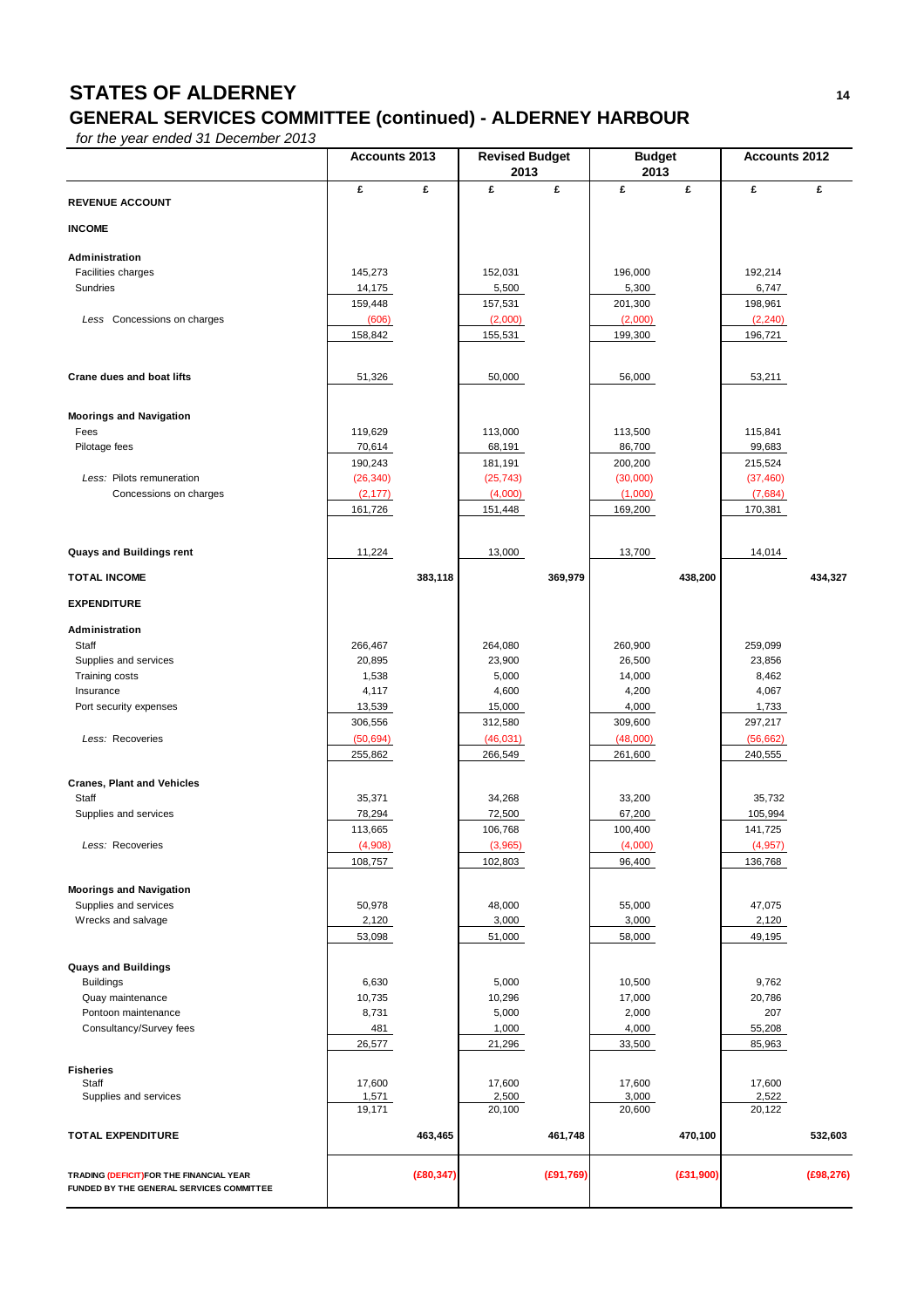# STATES OF ALDERNEY

## GENERAL SERVICES COMMITTEE (continued) - ALDERNEY HARBOUR

*for the year ended 31 December 2013*

| | Accounts 2013 | | Revised Budget 2013 | | Budget 2013 | | Accounts 2012 | |
|---|---|---|---|---|---|---|---|---|
| | £ | £ | £ | £ | £ | £ | £ | £ |
| **REVENUE ACCOUNT** | | | | | | | | |
| **INCOME** | | | | | | | | |
| **Administration** | | | | | | | | |
| Facilities charges | 145,273 | | 152,031 | | 196,000 | | 192,214 | |
| Sundries | 14,175 | | 5,500 | | 5,300 | | 6,747 | |
| | 159,448 | | 157,531 | | 201,300 | | 198,961 | |
| *Less* Concessions on charges | (606) | | (2,000) | | (2,000) | | (2,240) | |
| | 158,842 | | 155,531 | | 199,300 | | 196,721 | |
| **Crane dues and boat lifts** | 51,326 | | 50,000 | | 56,000 | | 53,211 | |
| **Moorings and Navigation** | | | | | | | | |
| Fees | 119,629 | | 113,000 | | 113,500 | | 115,841 | |
| Pilotage fees | 70,614 | | 68,191 | | 86,700 | | 99,683 | |
| | 190,243 | | 181,191 | | 200,200 | | 215,524 | |
| *Less:* Pilots remuneration | (26,340) | | (25,743) | | (30,000) | | (37,460) | |
| Concessions on charges | (2,177) | | (4,000) | | (1,000) | | (7,684) | |
| | 161,726 | | 151,448 | | 169,200 | | 170,381 | |
| **Quays and Buildings rent** | 11,224 | | 13,000 | | 13,700 | | 14,014 | |
| **TOTAL INCOME** | | 383,118 | | 369,979 | | 438,200 | | 434,327 |
| **EXPENDITURE** | | | | | | | | |
| **Administration** | | | | | | | | |
| Staff | 266,467 | | 264,080 | | 260,900 | | 259,099 | |
| Supplies and services | 20,895 | | 23,900 | | 26,500 | | 23,856 | |
| Training costs | 1,538 | | 5,000 | | 14,000 | | 8,462 | |
| Insurance | 4,117 | | 4,600 | | 4,200 | | 4,067 | |
| Port security expenses | 13,539 | | 15,000 | | 4,000 | | 1,733 | |
| | 306,556 | | 312,580 | | 309,600 | | 297,217 | |
| *Less:* Recoveries | (50,694) | | (46,031) | | (48,000) | | (56,662) | |
| | 255,862 | | 266,549 | | 261,600 | | 240,555 | |
| **Cranes, Plant and Vehicles** | | | | | | | | |
| Staff | 35,371 | | 34,268 | | 33,200 | | 35,732 | |
| Supplies and services | 78,294 | | 72,500 | | 67,200 | | 105,994 | |
| | 113,665 | | 106,768 | | 100,400 | | 141,725 | |
| *Less:* Recoveries | (4,908) | | (3,965) | | (4,000) | | (4,957) | |
| | 108,757 | | 102,803 | | 96,400 | | 136,768 | |
| **Moorings and Navigation** | | | | | | | | |
| Supplies and services | 50,978 | | 48,000 | | 55,000 | | 47,075 | |
| Wrecks and salvage | 2,120 | | 3,000 | | 3,000 | | 2,120 | |
| | 53,098 | | 51,000 | | 58,000 | | 49,195 | |
| **Quays and Buildings** | | | | | | | | |
| Buildings | 6,630 | | 5,000 | | 10,500 | | 9,762 | |
| Quay maintenance | 10,735 | | 10,296 | | 17,000 | | 20,786 | |
| Pontoon maintenance | 8,731 | | 5,000 | | 2,000 | | 207 | |
| Consultancy/Survey fees | 481 | | 1,000 | | 4,000 | | 55,208 | |
| | 26,577 | | 21,296 | | 33,500 | | 85,963 | |
| **Fisheries** | | | | | | | | |
| Staff | 17,600 | | 17,600 | | 17,600 | | 17,600 | |
| Supplies and services | 1,571 | | 2,500 | | 3,000 | | 2,522 | |
| | 19,171 | | 20,100 | | 20,600 | | 20,122 | |
| **TOTAL EXPENDITURE** | | 463,465 | | 461,748 | | 470,100 | | 532,603 |
| **TRADING (DEFICIT) FOR THE FINANCIAL YEAR FUNDED BY THE GENERAL SERVICES COMMITTEE** | | (£80,347) | | (£91,769) | | (£31,900) | | (£98,276) |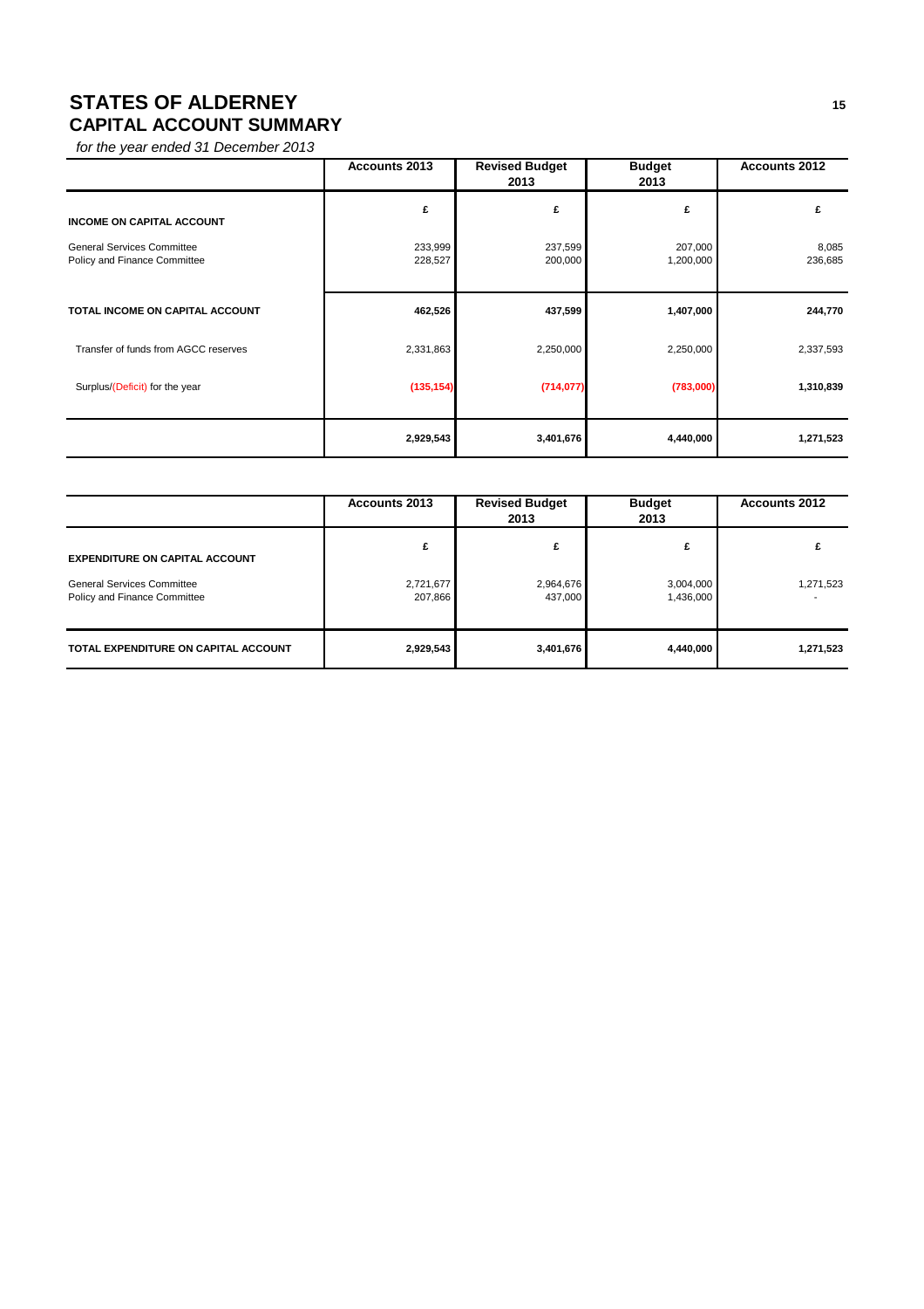# STATES OF ALDERNEY

## CAPITAL ACCOUNT SUMMARY

*for the year ended 31 December 2013*

| | Accounts 2013 | Revised Budget 2013 | Budget 2013 | Accounts 2012 |
|---|---|---|---|---|
| **INCOME ON CAPITAL ACCOUNT** | £ | £ | £ | £ |
| General Services Committee | 233,999 | 237,599 | 207,000 | 8,085 |
| Policy and Finance Committee | 228,527 | 200,000 | 1,200,000 | 236,685 |
| **TOTAL INCOME ON CAPITAL ACCOUNT** | **462,526** | **437,599** | **1,407,000** | **244,770** |
| Transfer of funds from AGCC reserves | 2,331,863 | 2,250,000 | 2,250,000 | 2,337,593 |
| Surplus/(Deficit) for the year | **(135,154)** | **(714,077)** | **(783,000)** | **1,310,839** |
| | **2,929,543** | **3,401,676** | **4,440,000** | **1,271,523** |

| | Accounts 2013 | Revised Budget 2013 | Budget 2013 | Accounts 2012 |
|---|---|---|---|---|
| **EXPENDITURE ON CAPITAL ACCOUNT** | £ | £ | £ | £ |
| General Services Committee | 2,721,677 | 2,964,676 | 3,004,000 | 1,271,523 |
| Policy and Finance Committee | 207,866 | 437,000 | 1,436,000 | - |
| **TOTAL EXPENDITURE ON CAPITAL ACCOUNT** | **2,929,543** | **3,401,676** | **4,440,000** | **1,271,523** |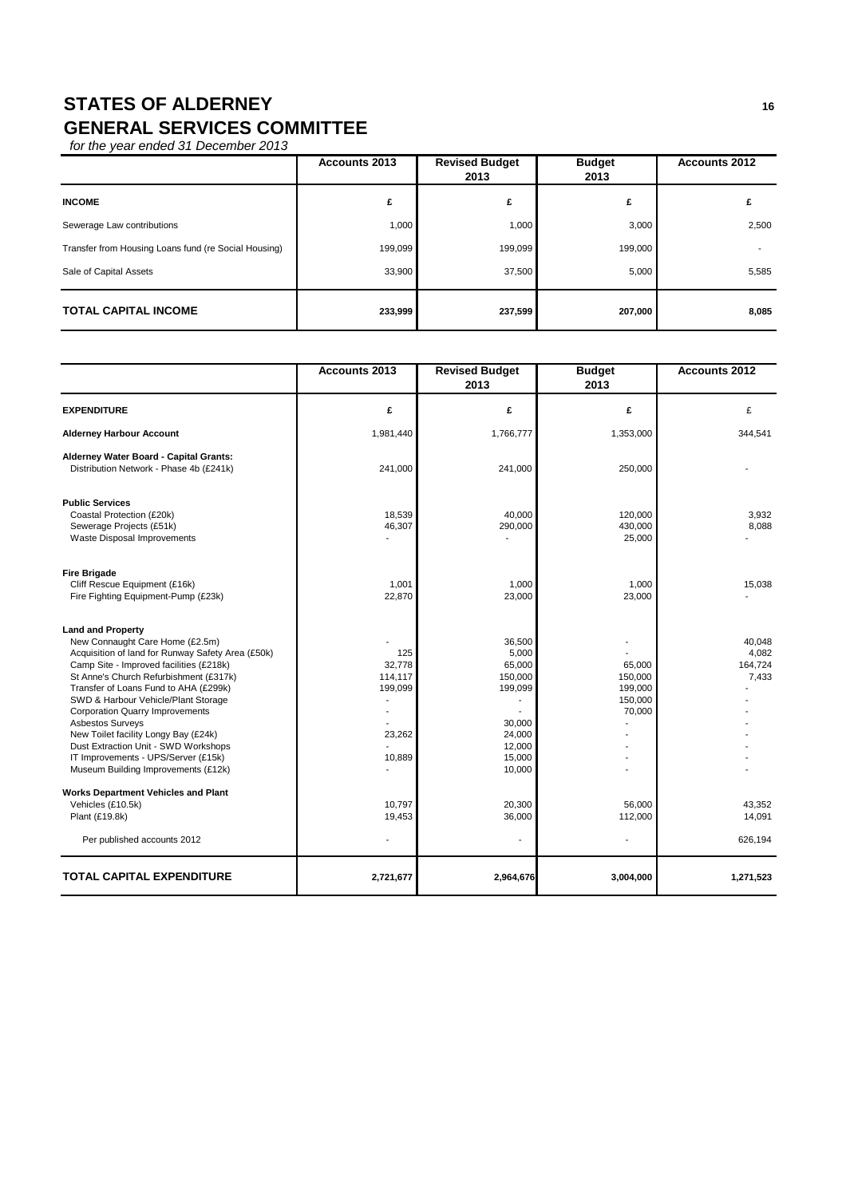# STATES OF ALDERNEY

## GENERAL SERVICES COMMITTEE

*for the year ended 31 December 2013*

| | Accounts 2013 | Revised Budget 2013 | Budget 2013 | Accounts 2012 |
|---|---|---|---|---|
| **INCOME** | **£** | **£** | **£** | **£** |
| Sewerage Law contributions | 1,000 | 1,000 | 3,000 | 2,500 |
| Transfer from Housing Loans fund (re Social Housing) | 199,099 | 199,099 | 199,000 | - |
| Sale of Capital Assets | 33,900 | 37,500 | 5,000 | 5,585 |
| **TOTAL CAPITAL INCOME** | **233,999** | **237,599** | **207,000** | **8,085** |

| | Accounts 2013 | Revised Budget 2013 | Budget 2013 | Accounts 2012 |
|---|---|---|---|---|
| **EXPENDITURE** | **£** | **£** | **£** | £ |
| **Alderney Harbour Account** | 1,981,440 | 1,766,777 | 1,353,000 | 344,541 |
| **Alderney Water Board - Capital Grants:** | | | | |
| Distribution Network - Phase 4b (£241k) | 241,000 | 241,000 | 250,000 | - |
| **Public Services** | | | | |
| Coastal Protection (£20k) | 18,539 | 40,000 | 120,000 | 3,932 |
| Sewerage Projects (£51k) | 46,307 | 290,000 | 430,000 | 8,088 |
| Waste Disposal Improvements | - | - | 25,000 | - |
| **Fire Brigade** | | | | |
| Cliff Rescue Equipment (£16k) | 1,001 | 1,000 | 1,000 | 15,038 |
| Fire Fighting Equipment-Pump (£23k) | 22,870 | 23,000 | 23,000 | - |
| **Land and Property** | | | | |
| New Connaught Care Home (£2.5m) | - | 36,500 | - | 40,048 |
| Acquisition of land for Runway Safety Area (£50k) | 125 | 5,000 | - | 4,082 |
| Camp Site - Improved facilities (£218k) | 32,778 | 65,000 | 65,000 | 164,724 |
| St Anne's Church Refurbishment (£317k) | 114,117 | 150,000 | 150,000 | 7,433 |
| Transfer of Loans Fund to AHA (£299k) | 199,099 | 199,099 | 199,000 | - |
| SWD & Harbour Vehicle/Plant Storage | - | - | 150,000 | - |
| Corporation Quarry Improvements | - | - | 70,000 | - |
| Asbestos Surveys | - | 30,000 | - | - |
| New Toilet facility Longy Bay (£24k) | 23,262 | 24,000 | - | - |
| Dust Extraction Unit - SWD Workshops | - | 12,000 | - | - |
| IT Improvements - UPS/Server (£15k) | 10,889 | 15,000 | - | - |
| Museum Building Improvements (£12k) | - | 10,000 | - | - |
| **Works Department Vehicles and Plant** | | | | |
| Vehicles (£10.5k) | 10,797 | 20,300 | 56,000 | 43,352 |
| Plant (£19.8k) | 19,453 | 36,000 | 112,000 | 14,091 |
| Per published accounts 2012 | - | - | - | 626,194 |
| **TOTAL CAPITAL EXPENDITURE** | **2,721,677** | **2,964,676** | **3,004,000** | **1,271,523** |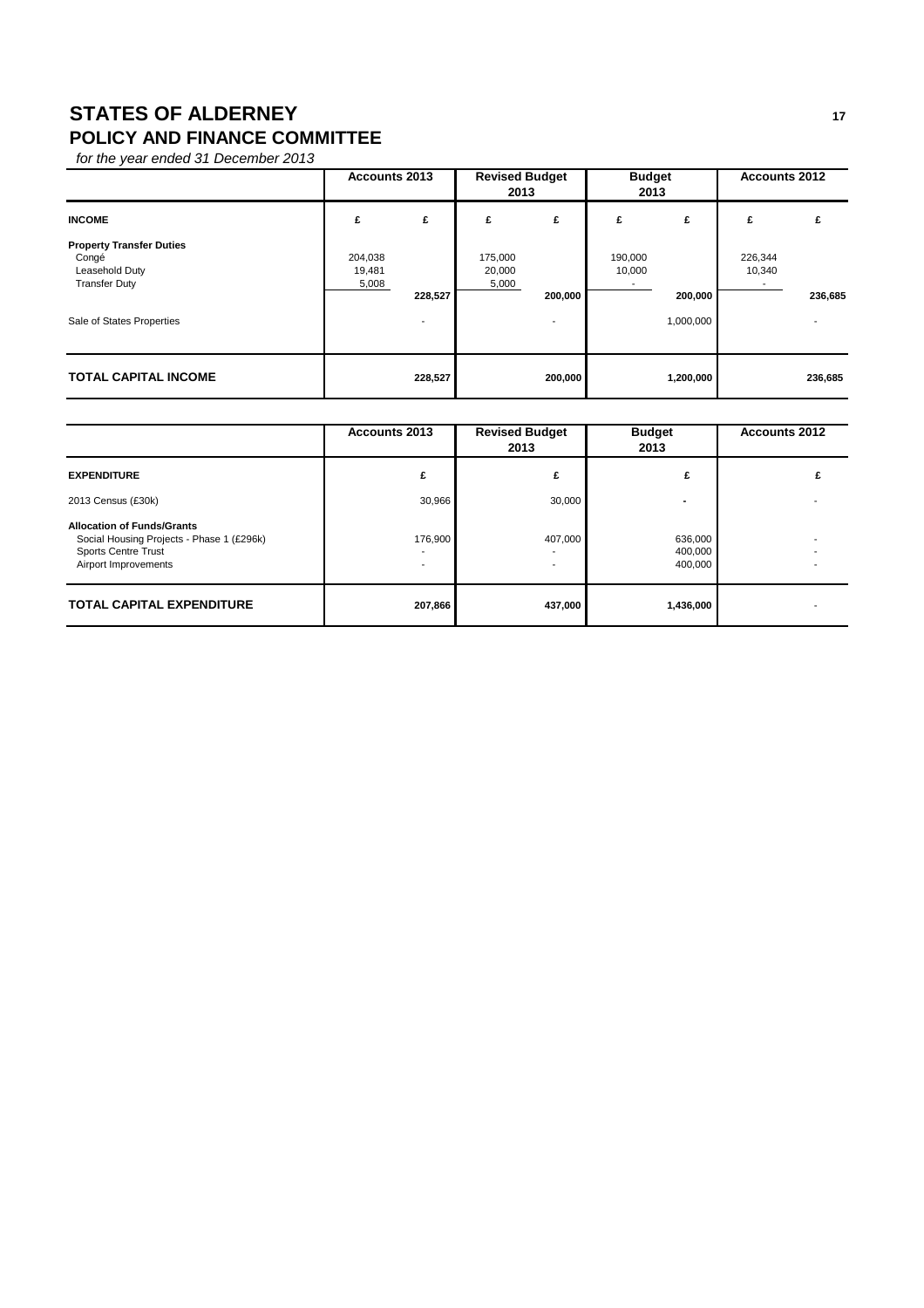# STATES OF ALDERNEY

## POLICY AND FINANCE COMMITTEE

*for the year ended 31 December 2013*

| | Accounts 2013 | | Revised Budget 2013 | | Budget 2013 | | Accounts 2012 | |
|---|---|---|---|---|---|---|---|---|
| **INCOME** | **£** | **£** | **£** | **£** | **£** | **£** | **£** | **£** |
| **Property Transfer Duties** | | | | | | | | |
| Congé | 204,038 | | 175,000 | | 190,000 | | 226,344 | |
| Leasehold Duty | 19,481 | | 20,000 | | 10,000 | | 10,340 | |
| Transfer Duty | 5,008 | | 5,000 | | - | | - | |
| | | 228,527 | | 200,000 | | 200,000 | | 236,685 |
| Sale of States Properties | | - | | - | | 1,000,000 | | - |
| **TOTAL CAPITAL INCOME** | | **228,527** | | **200,000** | | **1,200,000** | | **236,685** |

| | Accounts 2013 | Revised Budget 2013 | Budget 2013 | Accounts 2012 |
|---|---|---|---|---|
| **EXPENDITURE** | **£** | **£** | **£** | **£** |
| 2013 Census (£30k) | 30,966 | 30,000 | - | - |
| **Allocation of Funds/Grants** | | | | |
| Social Housing Projects - Phase 1 (£296k) | 176,900 | 407,000 | 636,000 | - |
| Sports Centre Trust | - | - | 400,000 | - |
| Airport Improvements | - | - | 400,000 | - |
| **TOTAL CAPITAL EXPENDITURE** | **207,866** | **437,000** | **1,436,000** | - |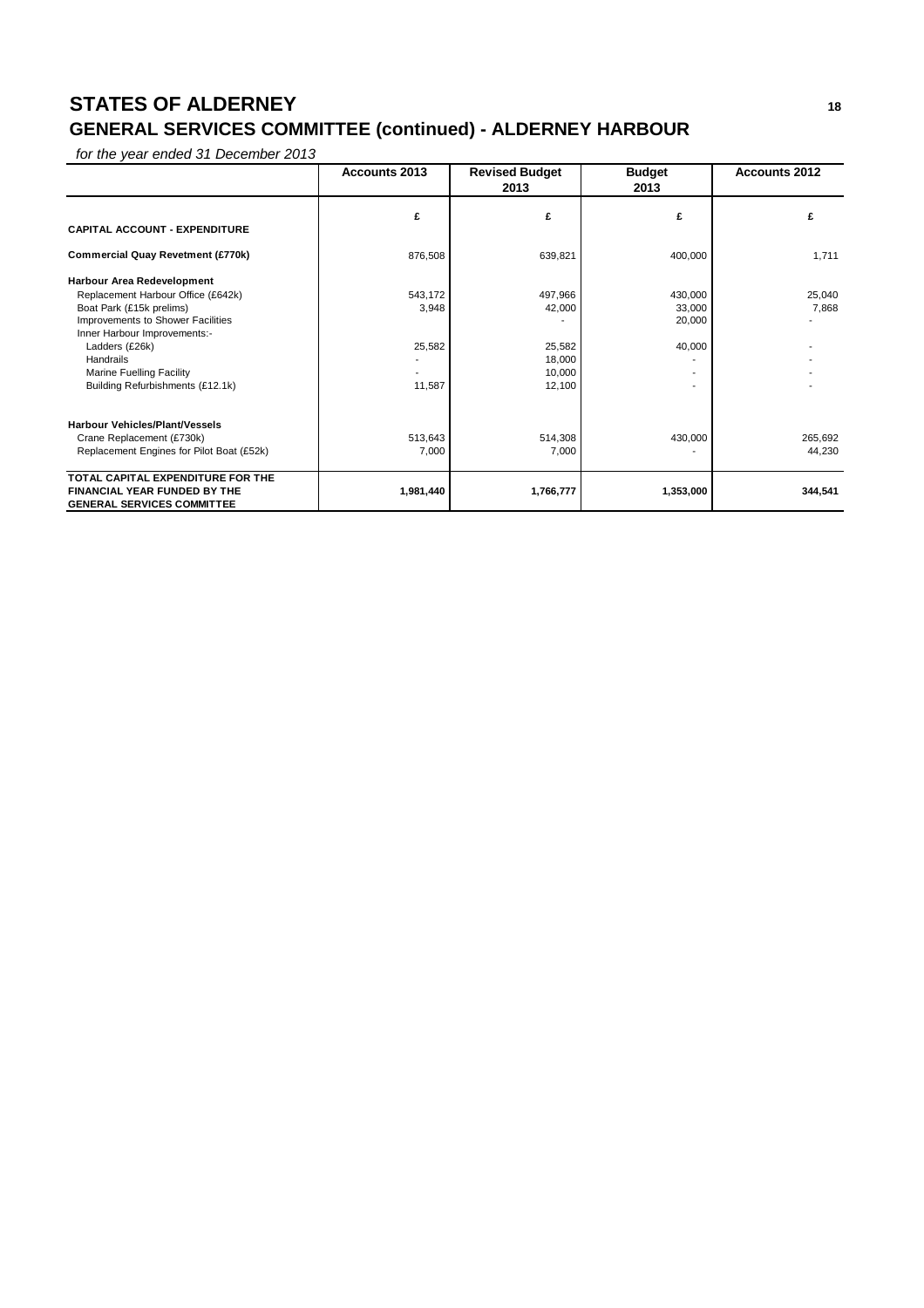# STATES OF ALDERNEY

## GENERAL SERVICES COMMITTEE (continued) - ALDERNEY HARBOUR

*for the year ended 31 December 2013*

| | Accounts 2013 | Revised Budget 2013 | Budget 2013 | Accounts 2012 |
|---|---|---|---|---|
| | £ | £ | £ | £ |
| **CAPITAL ACCOUNT - EXPENDITURE** | | | | |
| **Commercial Quay Revetment (£770k)** | 876,508 | 639,821 | 400,000 | 1,711 |
| **Harbour Area Redevelopment** | | | | |
| Replacement Harbour Office (£642k) | 543,172 | 497,966 | 430,000 | 25,040 |
| Boat Park (£15k prelims) | 3,948 | 42,000 | 33,000 | 7,868 |
| Improvements to Shower Facilities | | - | 20,000 | - |
| Inner Harbour Improvements:- | | | | |
| Ladders (£26k) | 25,582 | 25,582 | 40,000 | - |
| Handrails | - | 18,000 | - | - |
| Marine Fuelling Facility | - | 10,000 | - | - |
| Building Refurbishments (£12.1k) | 11,587 | 12,100 | - | - |
| **Harbour Vehicles/Plant/Vessels** | | | | |
| Crane Replacement (£730k) | 513,643 | 514,308 | 430,000 | 265,692 |
| Replacement Engines for Pilot Boat (£52k) | 7,000 | 7,000 | - | 44,230 |
| **TOTAL CAPITAL EXPENDITURE FOR THE FINANCIAL YEAR FUNDED BY THE GENERAL SERVICES COMMITTEE** | **1,981,440** | **1,766,777** | **1,353,000** | **344,541** |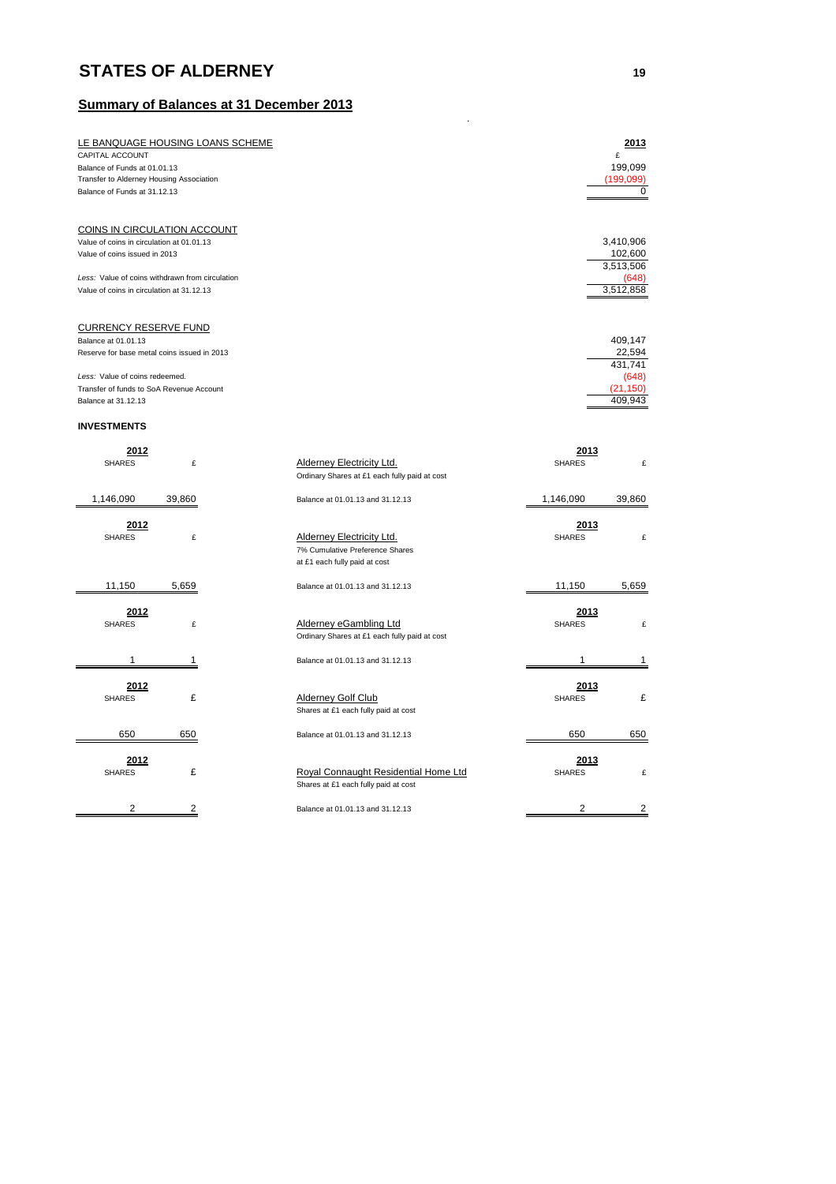# STATES OF ALDERNEY

## Summary of Balances at 31 December 2013

| LE BANQUAGE HOUSING LOANS SCHEME | 2013 |
|---|---|
| CAPITAL ACCOUNT | £ |
| Balance of Funds at 01.01.13 | 199,099 |
| Transfer to Alderney Housing Association | (199,099) |
| Balance of Funds at 31.12.13 | 0 |

| COINS IN CIRCULATION ACCOUNT | |
|---|---|
| Value of coins in circulation at 01.01.13 | 3,410,906 |
| Value of coins issued in 2013 | 102,600 |
| | 3,513,506 |
| *Less:* Value of coins withdrawn from circulation | (648) |
| Value of coins in circulation at 31.12.13 | 3,512,858 |

| CURRENCY RESERVE FUND | |
|---|---|
| Balance at 01.01.13 | 409,147 |
| Reserve for base metal coins issued in 2013 | 22,594 |
| | 431,741 |
| *Less:* Value of coins redeemed. | (648) |
| Transfer of funds to SoA Revenue Account | (21,150) |
| Balance at 31.12.13 | 409,943 |

### INVESTMENTS

| 2012 SHARES | 2012 £ | | 2013 SHARES | 2013 £ |
|---|---|---|---|---|
| | | Alderney Electricity Ltd. Ordinary Shares at £1 each fully paid at cost | | |
| 1,146,090 | 39,860 | Balance at 01.01.13 and 31.12.13 | 1,146,090 | 39,860 |
| | | Alderney Electricity Ltd. 7% Cumulative Preference Shares at £1 each fully paid at cost | | |
| 11,150 | 5,659 | Balance at 01.01.13 and 31.12.13 | 11,150 | 5,659 |
| | | Alderney eGambling Ltd Ordinary Shares at £1 each fully paid at cost | | |
| 1 | 1 | Balance at 01.01.13 and 31.12.13 | 1 | 1 |
| | | Alderney Golf Club Shares at £1 each fully paid at cost | | |
| 650 | 650 | Balance at 01.01.13 and 31.12.13 | 650 | 650 |
| | | Royal Connaught Residential Home Ltd Shares at £1 each fully paid at cost | | |
| 2 | 2 | Balance at 01.01.13 and 31.12.13 | 2 | 2 |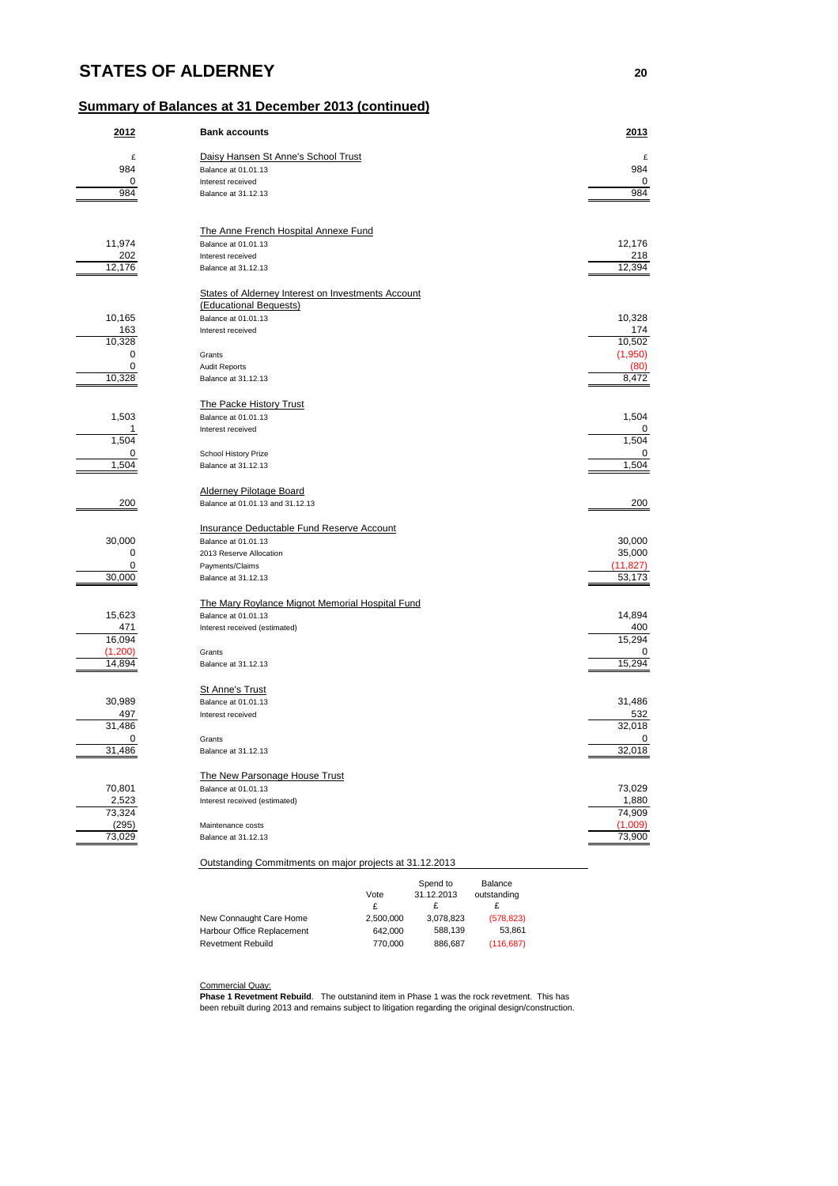# STATES OF ALDERNEY

## Summary of Balances at 31 December 2013 (continued)

| 2012 | Bank accounts | 2013 |
|---|---|---|
| £ | Daisy Hansen St Anne's School Trust | £ |
| 984 | Balance at 01.01.13 | 984 |
| 0 | Interest received | 0 |
| 984 | Balance at 31.12.13 | 984 |
| | | |
| | The Anne French Hospital Annexe Fund | |
| 11,974 | Balance at 01.01.13 | 12,176 |
| 202 | Interest received | 218 |
| 12,176 | Balance at 31.12.13 | 12,394 |
| | | |
| | States of Alderney Interest on Investments Account (Educational Bequests) | |
| 10,165 | Balance at 01.01.13 | 10,328 |
| 163 | Interest received | 174 |
| 10,328 | | 10,502 |
| 0 | Grants | (1,950) |
| 0 | Audit Reports | (80) |
| 10,328 | Balance at 31.12.13 | 8,472 |
| | | |
| | The Packe History Trust | |
| 1,503 | Balance at 01.01.13 | 1,504 |
| 1 | Interest received | 0 |
| 1,504 | | 1,504 |
| 0 | School History Prize | 0 |
| 1,504 | Balance at 31.12.13 | 1,504 |
| | | |
| | Alderney Pilotage Board | |
| 200 | Balance at 01.01.13 and 31.12.13 | 200 |
| | | |
| | Insurance Deductable Fund Reserve Account | |
| 30,000 | Balance at 01.01.13 | 30,000 |
| 0 | 2013 Reserve Allocation | 35,000 |
| 0 | Payments/Claims | (11,827) |
| 30,000 | Balance at 31.12.13 | 53,173 |
| | | |
| | The Mary Roylance Mignot Memorial Hospital Fund | |
| 15,623 | Balance at 01.01.13 | 14,894 |
| 471 | Interest received (estimated) | 400 |
| 16,094 | | 15,294 |
| (1,200) | Grants | 0 |
| 14,894 | Balance at 31.12.13 | 15,294 |
| | | |
| | St Anne's Trust | |
| 30,989 | Balance at 01.01.13 | 31,486 |
| 497 | Interest received | 532 |
| 31,486 | | 32,018 |
| 0 | Grants | 0 |
| 31,486 | Balance at 31.12.13 | 32,018 |
| | | |
| | The New Parsonage House Trust | |
| 70,801 | Balance at 01.01.13 | 73,029 |
| 2,523 | Interest received (estimated) | 1,880 |
| 73,324 | | 74,909 |
| (295) | Maintenance costs | (1,009) |
| 73,029 | Balance at 31.12.13 | 73,900 |

### Outstanding Commitments on major projects at 31.12.2013

| | Vote | Spend to 31.12.2013 | Balance outstanding |
|---|---|---|---|
| | £ | £ | £ |
| New Connaught Care Home | 2,500,000 | 3,078,823 | (578,823) |
| Harbour Office Replacement | 642,000 | 588,139 | 53,861 |
| Revetment Rebuild | 770,000 | 886,687 | (116,687) |

Commercial Quay:

**Phase 1 Revetment Rebuild**. The outstanind item in Phase 1 was the rock revetment. This has been rebuilt during 2013 and remains subject to litigation regarding the original design/construction.